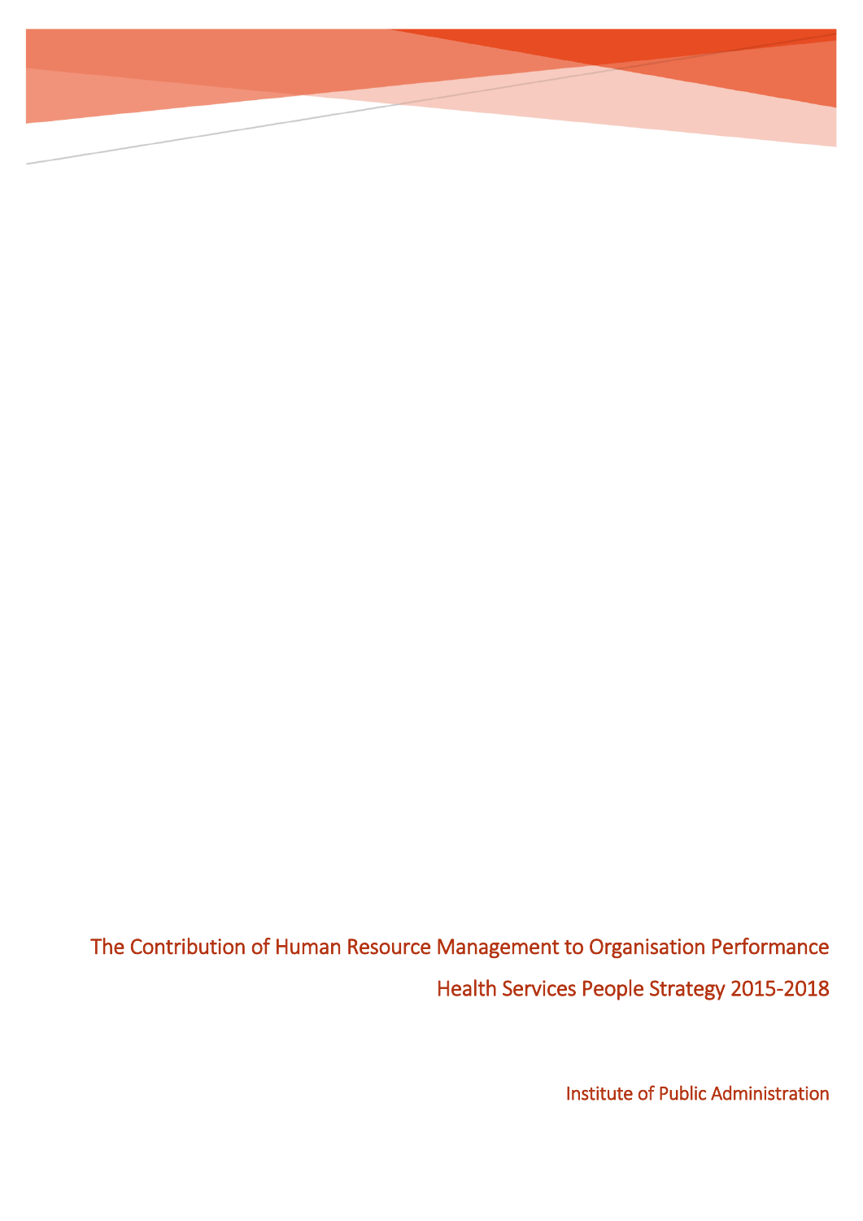# The Contribution of Human Resource Management to Organisation Performance

## Health Services People Strategy 2015-2018

Institute of Public Administration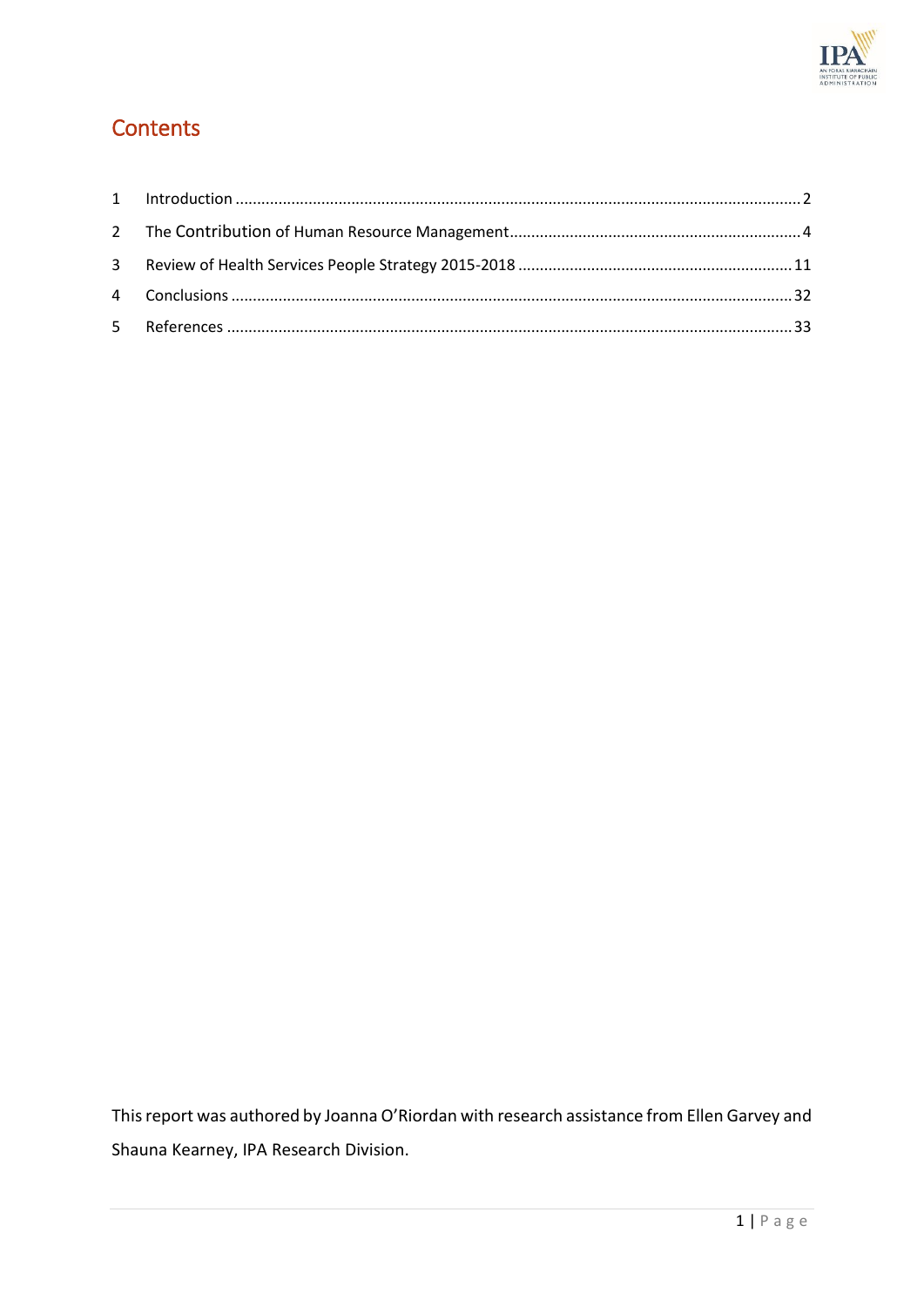# Contents

1 Introduction ........................................................................................................................... 2

2 The Contribution of Human Resource Management ........................................................... 4

3 Review of Health Services People Strategy 2015-2018 ...................................................... 11

4 Conclusions ......................................................................................................................... 32

5 References ........................................................................................................................... 33

This report was authored by Joanna O'Riordan with research assistance from Ellen Garvey and Shauna Kearney, IPA Research Division.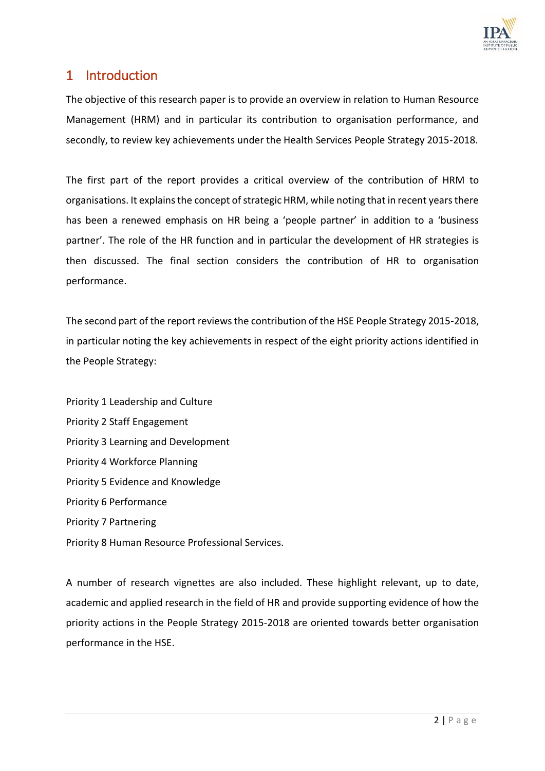# 1 Introduction

The objective of this research paper is to provide an overview in relation to Human Resource Management (HRM) and in particular its contribution to organisation performance, and secondly, to review key achievements under the Health Services People Strategy 2015-2018.

The first part of the report provides a critical overview of the contribution of HRM to organisations. It explains the concept of strategic HRM, while noting that in recent years there has been a renewed emphasis on HR being a 'people partner' in addition to a 'business partner'. The role of the HR function and in particular the development of HR strategies is then discussed. The final section considers the contribution of HR to organisation performance.

The second part of the report reviews the contribution of the HSE People Strategy 2015-2018, in particular noting the key achievements in respect of the eight priority actions identified in the People Strategy:

Priority 1 Leadership and Culture
Priority 2 Staff Engagement
Priority 3 Learning and Development
Priority 4 Workforce Planning
Priority 5 Evidence and Knowledge
Priority 6 Performance
Priority 7 Partnering
Priority 8 Human Resource Professional Services.

A number of research vignettes are also included. These highlight relevant, up to date, academic and applied research in the field of HR and provide supporting evidence of how the priority actions in the People Strategy 2015-2018 are oriented towards better organisation performance in the HSE.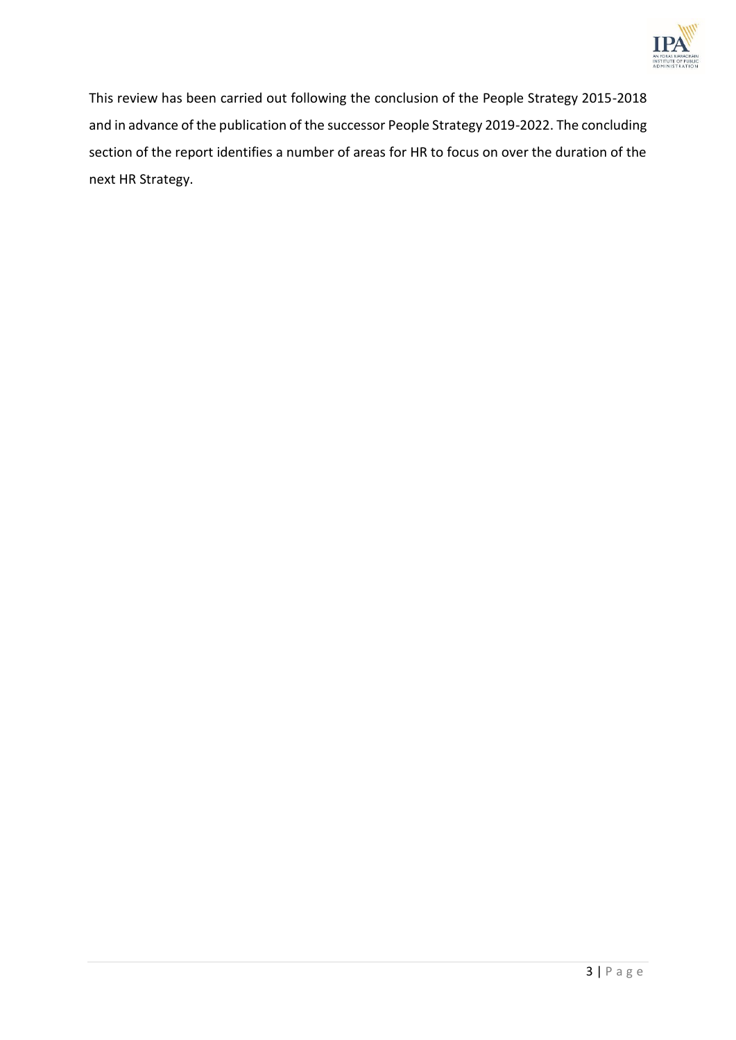This review has been carried out following the conclusion of the People Strategy 2015-2018 and in advance of the publication of the successor People Strategy 2019-2022. The concluding section of the report identifies a number of areas for HR to focus on over the duration of the next HR Strategy.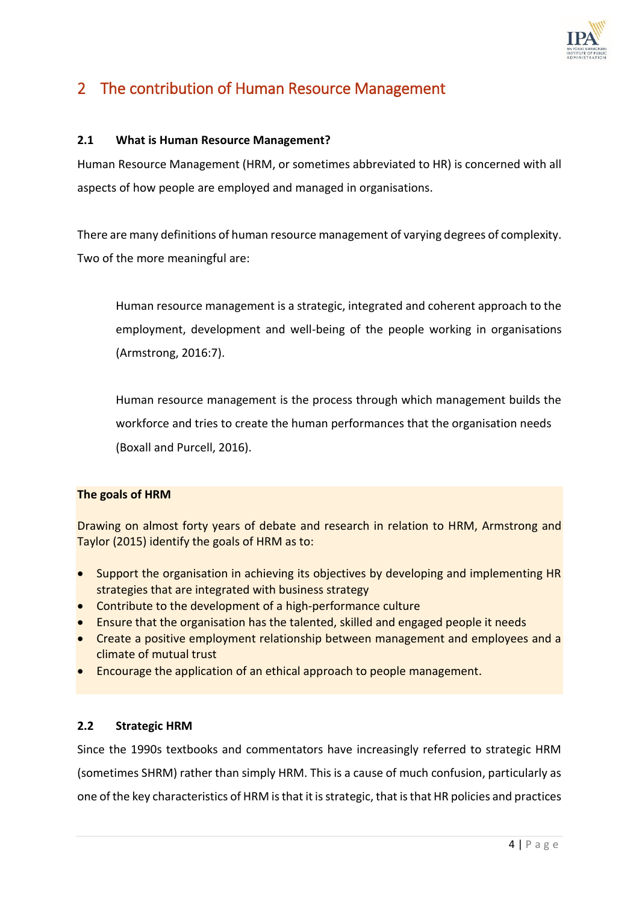# 2 The contribution of Human Resource Management

### 2.1 What is Human Resource Management?

Human Resource Management (HRM, or sometimes abbreviated to HR) is concerned with all aspects of how people are employed and managed in organisations.

There are many definitions of human resource management of varying degrees of complexity. Two of the more meaningful are:

> Human resource management is a strategic, integrated and coherent approach to the employment, development and well-being of the people working in organisations (Armstrong, 2016:7).

> Human resource management is the process through which management builds the workforce and tries to create the human performances that the organisation needs (Boxall and Purcell, 2016).

**The goals of HRM**

Drawing on almost forty years of debate and research in relation to HRM, Armstrong and Taylor (2015) identify the goals of HRM as to:

- Support the organisation in achieving its objectives by developing and implementing HR strategies that are integrated with business strategy
- Contribute to the development of a high-performance culture
- Ensure that the organisation has the talented, skilled and engaged people it needs
- Create a positive employment relationship between management and employees and a climate of mutual trust
- Encourage the application of an ethical approach to people management.

### 2.2 Strategic HRM

Since the 1990s textbooks and commentators have increasingly referred to strategic HRM (sometimes SHRM) rather than simply HRM. This is a cause of much confusion, particularly as one of the key characteristics of HRM is that it is strategic, that is that HR policies and practices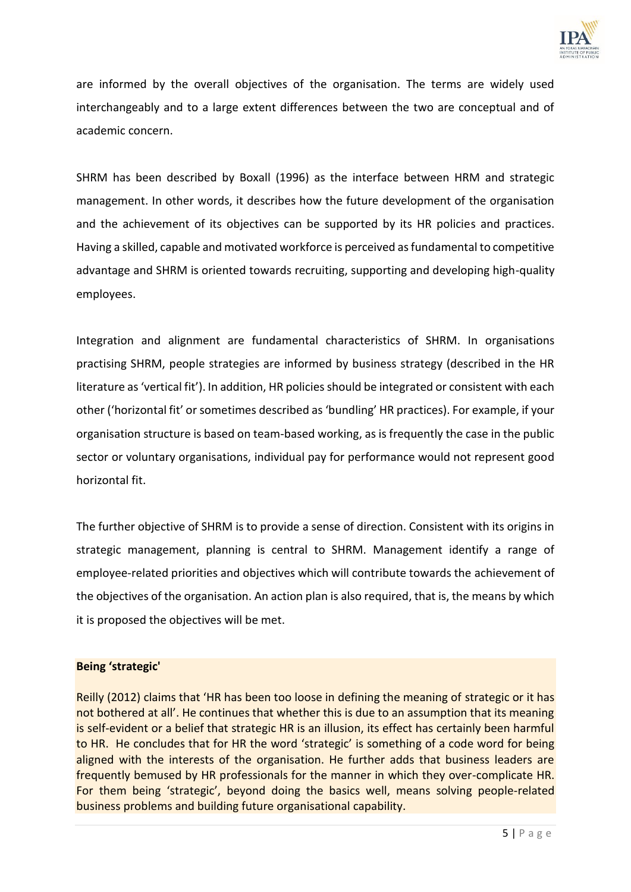are informed by the overall objectives of the organisation. The terms are widely used interchangeably and to a large extent differences between the two are conceptual and of academic concern.

SHRM has been described by Boxall (1996) as the interface between HRM and strategic management. In other words, it describes how the future development of the organisation and the achievement of its objectives can be supported by its HR policies and practices. Having a skilled, capable and motivated workforce is perceived as fundamental to competitive advantage and SHRM is oriented towards recruiting, supporting and developing high-quality employees.

Integration and alignment are fundamental characteristics of SHRM. In organisations practising SHRM, people strategies are informed by business strategy (described in the HR literature as 'vertical fit'). In addition, HR policies should be integrated or consistent with each other ('horizontal fit' or sometimes described as 'bundling' HR practices). For example, if your organisation structure is based on team-based working, as is frequently the case in the public sector or voluntary organisations, individual pay for performance would not represent good horizontal fit.

The further objective of SHRM is to provide a sense of direction. Consistent with its origins in strategic management, planning is central to SHRM. Management identify a range of employee-related priorities and objectives which will contribute towards the achievement of the objectives of the organisation. An action plan is also required, that is, the means by which it is proposed the objectives will be met.

**Being 'strategic'**

Reilly (2012) claims that 'HR has been too loose in defining the meaning of strategic or it has not bothered at all'. He continues that whether this is due to an assumption that its meaning is self-evident or a belief that strategic HR is an illusion, its effect has certainly been harmful to HR. He concludes that for HR the word 'strategic' is something of a code word for being aligned with the interests of the organisation. He further adds that business leaders are frequently bemused by HR professionals for the manner in which they over-complicate HR. For them being 'strategic', beyond doing the basics well, means solving people-related business problems and building future organisational capability.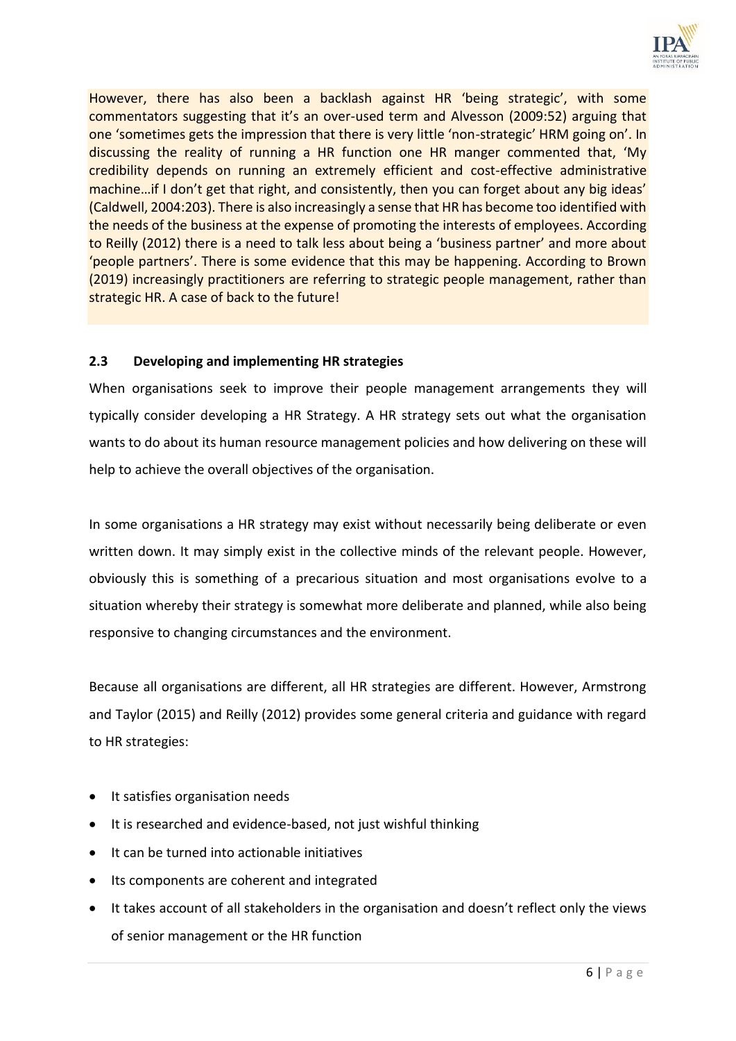However, there has also been a backlash against HR 'being strategic', with some commentators suggesting that it's an over-used term and Alvesson (2009:52) arguing that one 'sometimes gets the impression that there is very little 'non-strategic' HRM going on'. In discussing the reality of running a HR function one HR manger commented that, 'My credibility depends on running an extremely efficient and cost-effective administrative machine…if I don't get that right, and consistently, then you can forget about any big ideas' (Caldwell, 2004:203). There is also increasingly a sense that HR has become too identified with the needs of the business at the expense of promoting the interests of employees. According to Reilly (2012) there is a need to talk less about being a 'business partner' and more about 'people partners'. There is some evidence that this may be happening. According to Brown (2019) increasingly practitioners are referring to strategic people management, rather than strategic HR. A case of back to the future!

### 2.3 Developing and implementing HR strategies

When organisations seek to improve their people management arrangements they will typically consider developing a HR Strategy. A HR strategy sets out what the organisation wants to do about its human resource management policies and how delivering on these will help to achieve the overall objectives of the organisation.

In some organisations a HR strategy may exist without necessarily being deliberate or even written down. It may simply exist in the collective minds of the relevant people. However, obviously this is something of a precarious situation and most organisations evolve to a situation whereby their strategy is somewhat more deliberate and planned, while also being responsive to changing circumstances and the environment.

Because all organisations are different, all HR strategies are different. However, Armstrong and Taylor (2015) and Reilly (2012) provides some general criteria and guidance with regard to HR strategies:

- It satisfies organisation needs
- It is researched and evidence-based, not just wishful thinking
- It can be turned into actionable initiatives
- Its components are coherent and integrated
- It takes account of all stakeholders in the organisation and doesn't reflect only the views of senior management or the HR function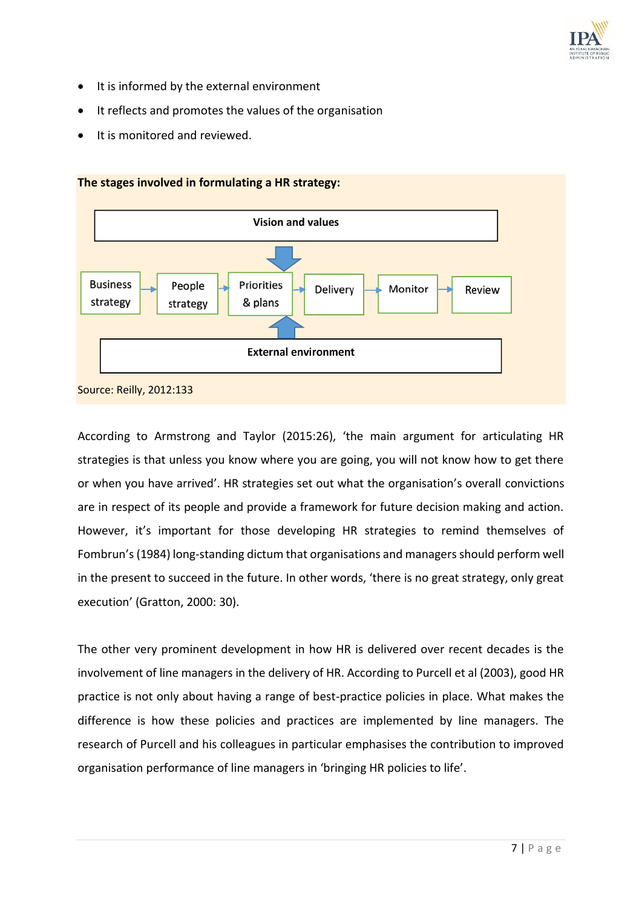- It is informed by the external environment
- It reflects and promotes the values of the organisation
- It is monitored and reviewed.

**The stages involved in formulating a HR strategy:**

**Vision and values**

Business strategy → People strategy → Priorities & plans → Delivery → Monitor → Review

**External environment**

Source: Reilly, 2012:133

According to Armstrong and Taylor (2015:26), 'the main argument for articulating HR strategies is that unless you know where you are going, you will not know how to get there or when you have arrived'. HR strategies set out what the organisation's overall convictions are in respect of its people and provide a framework for future decision making and action. However, it's important for those developing HR strategies to remind themselves of Fombrun's (1984) long-standing dictum that organisations and managers should perform well in the present to succeed in the future. In other words, 'there is no great strategy, only great execution' (Gratton, 2000: 30).

The other very prominent development in how HR is delivered over recent decades is the involvement of line managers in the delivery of HR. According to Purcell et al (2003), good HR practice is not only about having a range of best-practice policies in place. What makes the difference is how these policies and practices are implemented by line managers. The research of Purcell and his colleagues in particular emphasises the contribution to improved organisation performance of line managers in 'bringing HR policies to life'.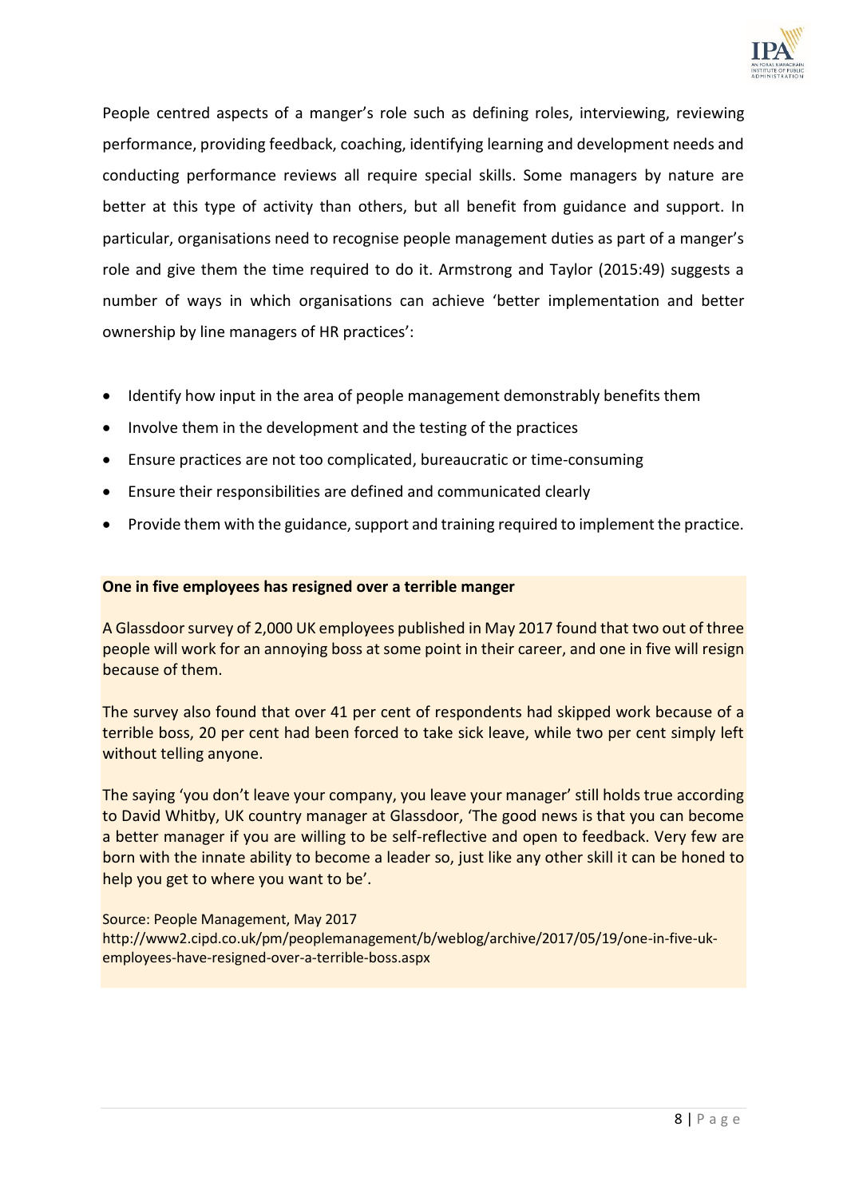People centred aspects of a manger's role such as defining roles, interviewing, reviewing performance, providing feedback, coaching, identifying learning and development needs and conducting performance reviews all require special skills. Some managers by nature are better at this type of activity than others, but all benefit from guidance and support. In particular, organisations need to recognise people management duties as part of a manger's role and give them the time required to do it. Armstrong and Taylor (2015:49) suggests a number of ways in which organisations can achieve 'better implementation and better ownership by line managers of HR practices':

- Identify how input in the area of people management demonstrably benefits them
- Involve them in the development and the testing of the practices
- Ensure practices are not too complicated, bureaucratic or time-consuming
- Ensure their responsibilities are defined and communicated clearly
- Provide them with the guidance, support and training required to implement the practice.

**One in five employees has resigned over a terrible manger**

A Glassdoor survey of 2,000 UK employees published in May 2017 found that two out of three people will work for an annoying boss at some point in their career, and one in five will resign because of them.

The survey also found that over 41 per cent of respondents had skipped work because of a terrible boss, 20 per cent had been forced to take sick leave, while two per cent simply left without telling anyone.

The saying 'you don't leave your company, you leave your manager' still holds true according to David Whitby, UK country manager at Glassdoor, 'The good news is that you can become a better manager if you are willing to be self-reflective and open to feedback. Very few are born with the innate ability to become a leader so, just like any other skill it can be honed to help you get to where you want to be'.

Source: People Management, May 2017
http://www2.cipd.co.uk/pm/peoplemanagement/b/weblog/archive/2017/05/19/one-in-five-uk-employees-have-resigned-over-a-terrible-boss.aspx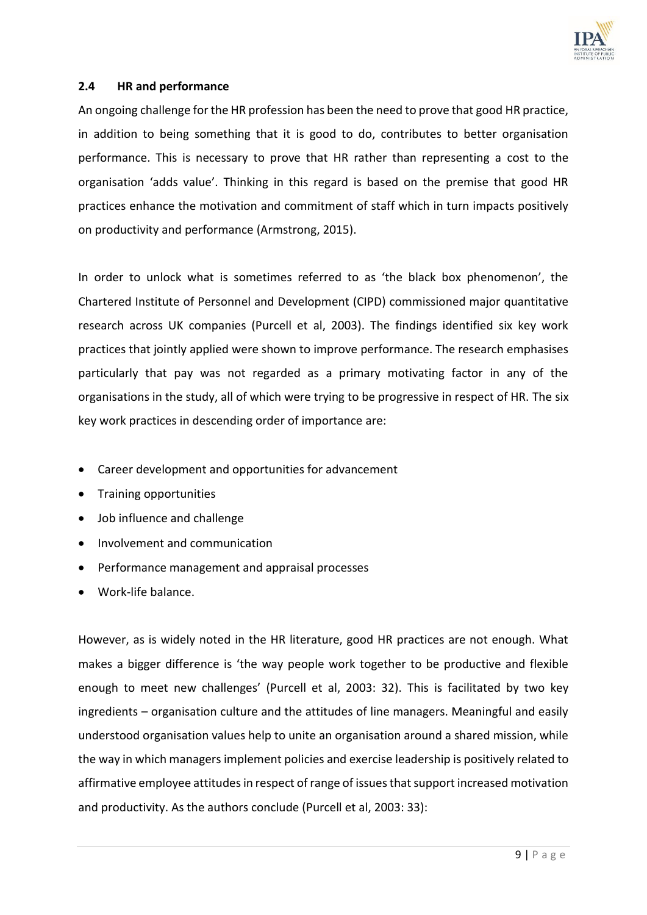## 2.4 HR and performance

An ongoing challenge for the HR profession has been the need to prove that good HR practice, in addition to being something that it is good to do, contributes to better organisation performance. This is necessary to prove that HR rather than representing a cost to the organisation 'adds value'. Thinking in this regard is based on the premise that good HR practices enhance the motivation and commitment of staff which in turn impacts positively on productivity and performance (Armstrong, 2015).

In order to unlock what is sometimes referred to as 'the black box phenomenon', the Chartered Institute of Personnel and Development (CIPD) commissioned major quantitative research across UK companies (Purcell et al, 2003). The findings identified six key work practices that jointly applied were shown to improve performance. The research emphasises particularly that pay was not regarded as a primary motivating factor in any of the organisations in the study, all of which were trying to be progressive in respect of HR. The six key work practices in descending order of importance are:

- Career development and opportunities for advancement
- Training opportunities
- Job influence and challenge
- Involvement and communication
- Performance management and appraisal processes
- Work-life balance.

However, as is widely noted in the HR literature, good HR practices are not enough. What makes a bigger difference is 'the way people work together to be productive and flexible enough to meet new challenges' (Purcell et al, 2003: 32). This is facilitated by two key ingredients – organisation culture and the attitudes of line managers. Meaningful and easily understood organisation values help to unite an organisation around a shared mission, while the way in which managers implement policies and exercise leadership is positively related to affirmative employee attitudes in respect of range of issues that support increased motivation and productivity. As the authors conclude (Purcell et al, 2003: 33):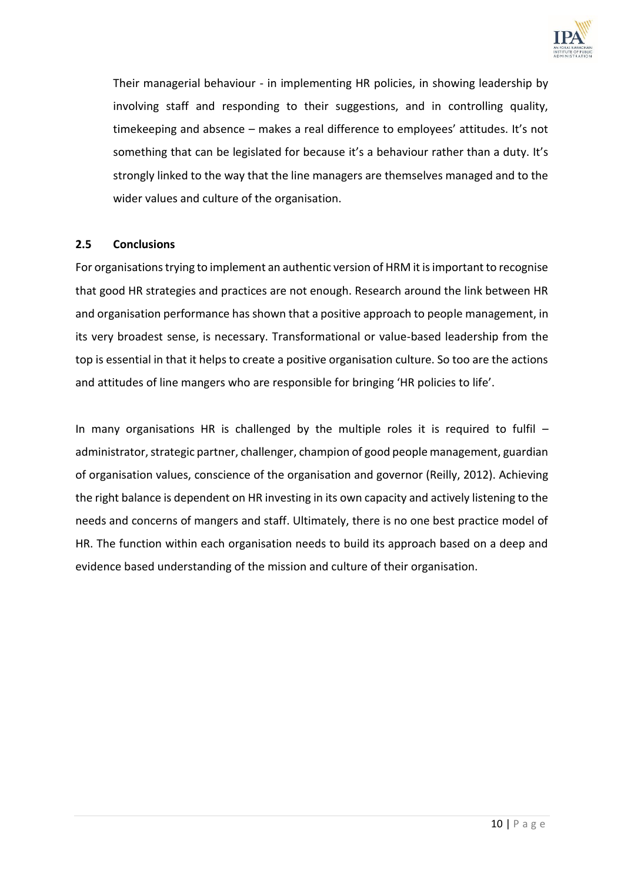Their managerial behaviour - in implementing HR policies, in showing leadership by involving staff and responding to their suggestions, and in controlling quality, timekeeping and absence – makes a real difference to employees' attitudes. It's not something that can be legislated for because it's a behaviour rather than a duty. It's strongly linked to the way that the line managers are themselves managed and to the wider values and culture of the organisation.

## 2.5 Conclusions

For organisations trying to implement an authentic version of HRM it is important to recognise that good HR strategies and practices are not enough. Research around the link between HR and organisation performance has shown that a positive approach to people management, in its very broadest sense, is necessary. Transformational or value-based leadership from the top is essential in that it helps to create a positive organisation culture. So too are the actions and attitudes of line mangers who are responsible for bringing 'HR policies to life'.

In many organisations HR is challenged by the multiple roles it is required to fulfil – administrator, strategic partner, challenger, champion of good people management, guardian of organisation values, conscience of the organisation and governor (Reilly, 2012). Achieving the right balance is dependent on HR investing in its own capacity and actively listening to the needs and concerns of mangers and staff. Ultimately, there is no one best practice model of HR. The function within each organisation needs to build its approach based on a deep and evidence based understanding of the mission and culture of their organisation.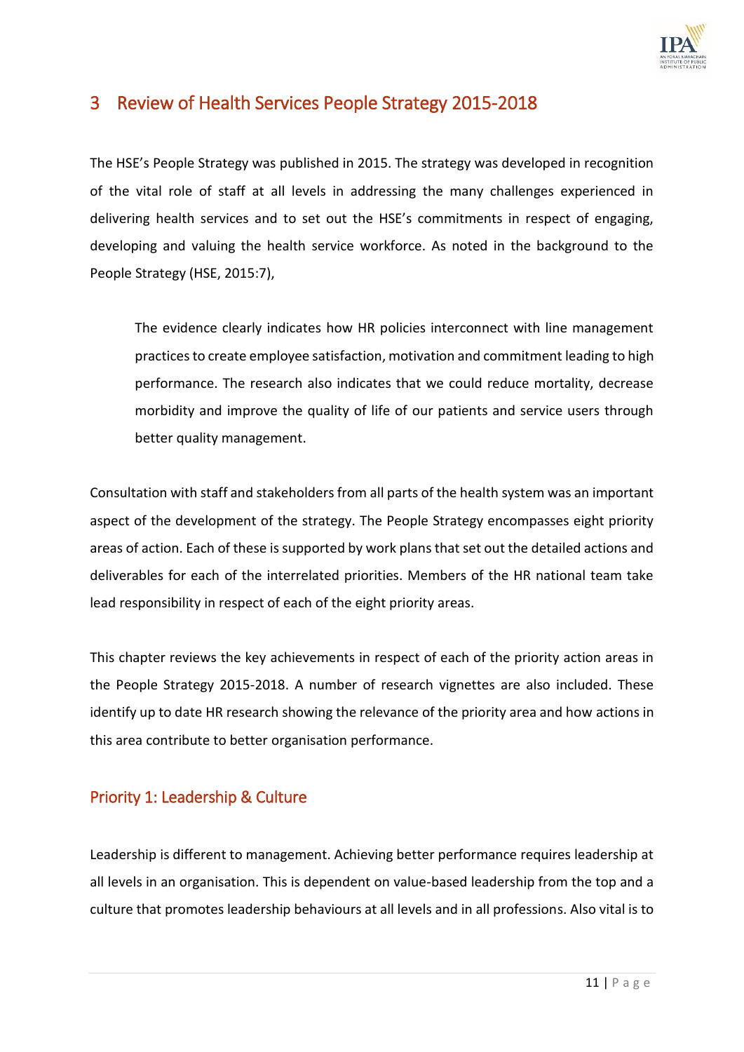# 3 Review of Health Services People Strategy 2015-2018

The HSE's People Strategy was published in 2015. The strategy was developed in recognition of the vital role of staff at all levels in addressing the many challenges experienced in delivering health services and to set out the HSE's commitments in respect of engaging, developing and valuing the health service workforce. As noted in the background to the People Strategy (HSE, 2015:7),

> The evidence clearly indicates how HR policies interconnect with line management practices to create employee satisfaction, motivation and commitment leading to high performance. The research also indicates that we could reduce mortality, decrease morbidity and improve the quality of life of our patients and service users through better quality management.

Consultation with staff and stakeholders from all parts of the health system was an important aspect of the development of the strategy. The People Strategy encompasses eight priority areas of action. Each of these is supported by work plans that set out the detailed actions and deliverables for each of the interrelated priorities. Members of the HR national team take lead responsibility in respect of each of the eight priority areas.

This chapter reviews the key achievements in respect of each of the priority action areas in the People Strategy 2015-2018. A number of research vignettes are also included. These identify up to date HR research showing the relevance of the priority area and how actions in this area contribute to better organisation performance.

## Priority 1: Leadership & Culture

Leadership is different to management. Achieving better performance requires leadership at all levels in an organisation. This is dependent on value-based leadership from the top and a culture that promotes leadership behaviours at all levels and in all professions. Also vital is to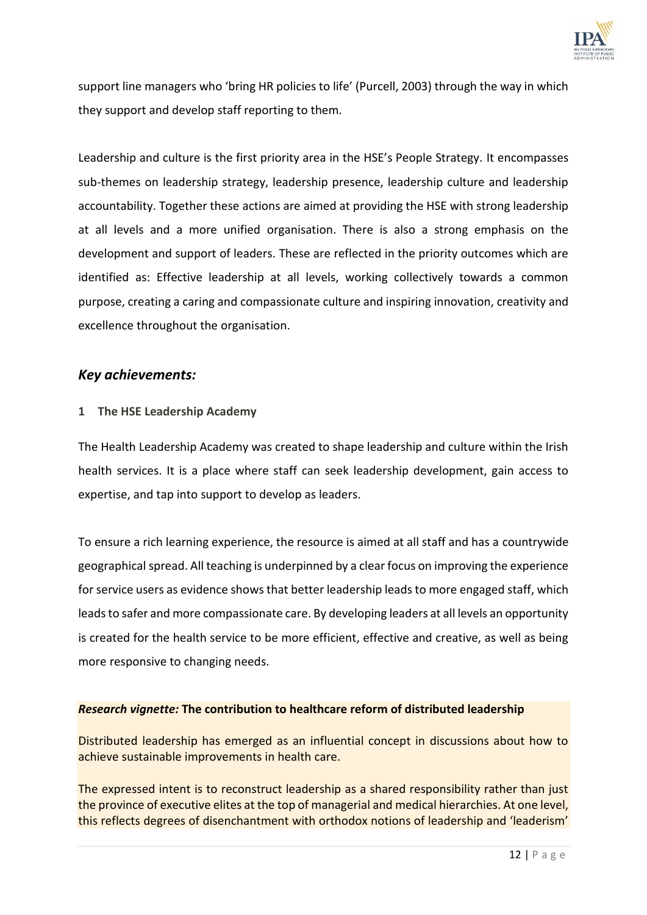support line managers who 'bring HR policies to life' (Purcell, 2003) through the way in which they support and develop staff reporting to them.

Leadership and culture is the first priority area in the HSE's People Strategy. It encompasses sub-themes on leadership strategy, leadership presence, leadership culture and leadership accountability. Together these actions are aimed at providing the HSE with strong leadership at all levels and a more unified organisation. There is also a strong emphasis on the development and support of leaders. These are reflected in the priority outcomes which are identified as: Effective leadership at all levels, working collectively towards a common purpose, creating a caring and compassionate culture and inspiring innovation, creativity and excellence throughout the organisation.

## *Key achievements:*

### 1 The HSE Leadership Academy

The Health Leadership Academy was created to shape leadership and culture within the Irish health services. It is a place where staff can seek leadership development, gain access to expertise, and tap into support to develop as leaders.

To ensure a rich learning experience, the resource is aimed at all staff and has a countrywide geographical spread. All teaching is underpinned by a clear focus on improving the experience for service users as evidence shows that better leadership leads to more engaged staff, which leads to safer and more compassionate care. By developing leaders at all levels an opportunity is created for the health service to be more efficient, effective and creative, as well as being more responsive to changing needs.

***Research vignette:* The contribution to healthcare reform of distributed leadership**

Distributed leadership has emerged as an influential concept in discussions about how to achieve sustainable improvements in health care.

The expressed intent is to reconstruct leadership as a shared responsibility rather than just the province of executive elites at the top of managerial and medical hierarchies. At one level, this reflects degrees of disenchantment with orthodox notions of leadership and 'leaderism'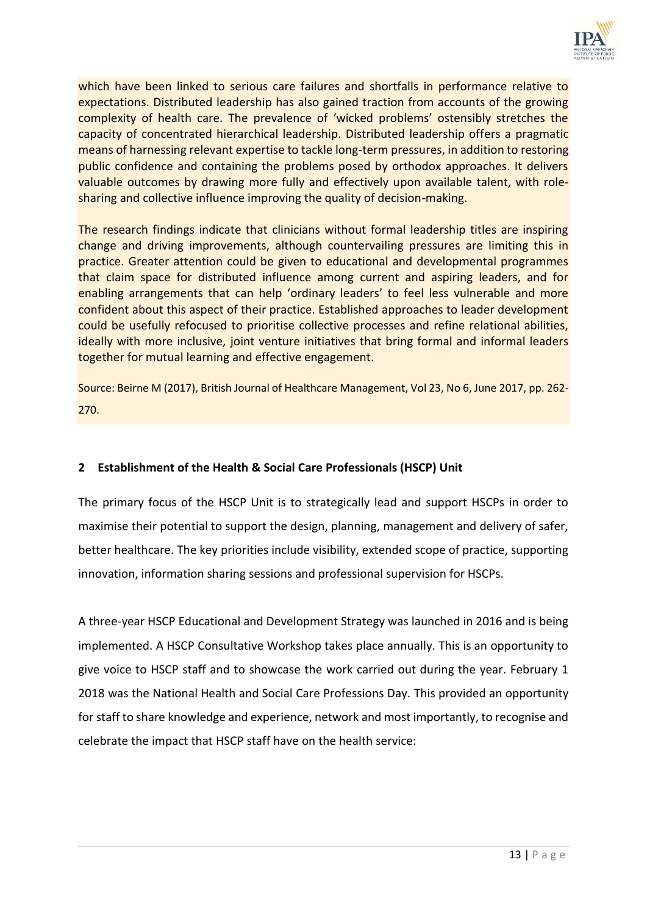which have been linked to serious care failures and shortfalls in performance relative to expectations. Distributed leadership has also gained traction from accounts of the growing complexity of health care. The prevalence of 'wicked problems' ostensibly stretches the capacity of concentrated hierarchical leadership. Distributed leadership offers a pragmatic means of harnessing relevant expertise to tackle long-term pressures, in addition to restoring public confidence and containing the problems posed by orthodox approaches. It delivers valuable outcomes by drawing more fully and effectively upon available talent, with role-sharing and collective influence improving the quality of decision-making.

The research findings indicate that clinicians without formal leadership titles are inspiring change and driving improvements, although countervailing pressures are limiting this in practice. Greater attention could be given to educational and developmental programmes that claim space for distributed influence among current and aspiring leaders, and for enabling arrangements that can help 'ordinary leaders' to feel less vulnerable and more confident about this aspect of their practice. Established approaches to leader development could be usefully refocused to prioritise collective processes and refine relational abilities, ideally with more inclusive, joint venture initiatives that bring formal and informal leaders together for mutual learning and effective engagement.

Source: Beirne M (2017), British Journal of Healthcare Management, Vol 23, No 6, June 2017, pp. 262-270.

## 2 Establishment of the Health & Social Care Professionals (HSCP) Unit

The primary focus of the HSCP Unit is to strategically lead and support HSCPs in order to maximise their potential to support the design, planning, management and delivery of safer, better healthcare. The key priorities include visibility, extended scope of practice, supporting innovation, information sharing sessions and professional supervision for HSCPs.

A three-year HSCP Educational and Development Strategy was launched in 2016 and is being implemented. A HSCP Consultative Workshop takes place annually. This is an opportunity to give voice to HSCP staff and to showcase the work carried out during the year. February 1 2018 was the National Health and Social Care Professions Day. This provided an opportunity for staff to share knowledge and experience, network and most importantly, to recognise and celebrate the impact that HSCP staff have on the health service: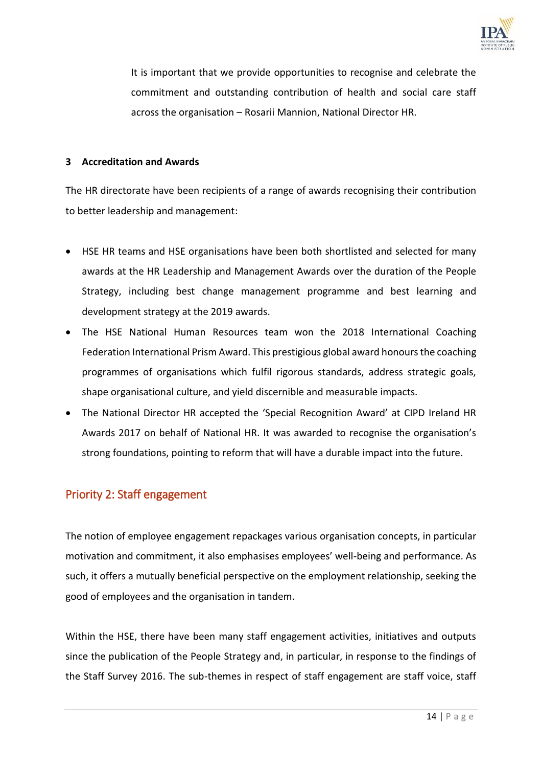It is important that we provide opportunities to recognise and celebrate the commitment and outstanding contribution of health and social care staff across the organisation – Rosarii Mannion, National Director HR.

### 3 Accreditation and Awards

The HR directorate have been recipients of a range of awards recognising their contribution to better leadership and management:

- HSE HR teams and HSE organisations have been both shortlisted and selected for many awards at the HR Leadership and Management Awards over the duration of the People Strategy, including best change management programme and best learning and development strategy at the 2019 awards.
- The HSE National Human Resources team won the 2018 International Coaching Federation International Prism Award. This prestigious global award honours the coaching programmes of organisations which fulfil rigorous standards, address strategic goals, shape organisational culture, and yield discernible and measurable impacts.
- The National Director HR accepted the 'Special Recognition Award' at CIPD Ireland HR Awards 2017 on behalf of National HR. It was awarded to recognise the organisation's strong foundations, pointing to reform that will have a durable impact into the future.

## Priority 2: Staff engagement

The notion of employee engagement repackages various organisation concepts, in particular motivation and commitment, it also emphasises employees' well-being and performance. As such, it offers a mutually beneficial perspective on the employment relationship, seeking the good of employees and the organisation in tandem.

Within the HSE, there have been many staff engagement activities, initiatives and outputs since the publication of the People Strategy and, in particular, in response to the findings of the Staff Survey 2016. The sub-themes in respect of staff engagement are staff voice, staff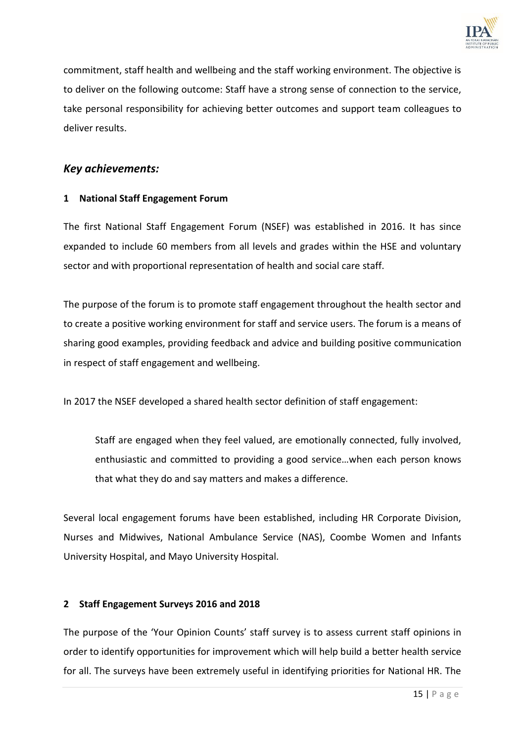commitment, staff health and wellbeing and the staff working environment. The objective is to deliver on the following outcome: Staff have a strong sense of connection to the service, take personal responsibility for achieving better outcomes and support team colleagues to deliver results.

## *Key achievements:*

### 1 National Staff Engagement Forum

The first National Staff Engagement Forum (NSEF) was established in 2016. It has since expanded to include 60 members from all levels and grades within the HSE and voluntary sector and with proportional representation of health and social care staff.

The purpose of the forum is to promote staff engagement throughout the health sector and to create a positive working environment for staff and service users. The forum is a means of sharing good examples, providing feedback and advice and building positive communication in respect of staff engagement and wellbeing.

In 2017 the NSEF developed a shared health sector definition of staff engagement:

> Staff are engaged when they feel valued, are emotionally connected, fully involved, enthusiastic and committed to providing a good service…when each person knows that what they do and say matters and makes a difference.

Several local engagement forums have been established, including HR Corporate Division, Nurses and Midwives, National Ambulance Service (NAS), Coombe Women and Infants University Hospital, and Mayo University Hospital.

### 2 Staff Engagement Surveys 2016 and 2018

The purpose of the 'Your Opinion Counts' staff survey is to assess current staff opinions in order to identify opportunities for improvement which will help build a better health service for all. The surveys have been extremely useful in identifying priorities for National HR. The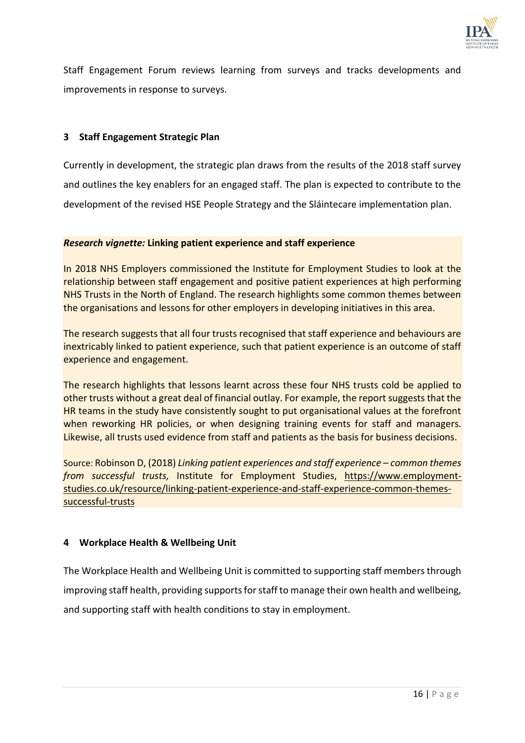Staff Engagement Forum reviews learning from surveys and tracks developments and improvements in response to surveys.

### 3 Staff Engagement Strategic Plan

Currently in development, the strategic plan draws from the results of the 2018 staff survey and outlines the key enablers for an engaged staff. The plan is expected to contribute to the development of the revised HSE People Strategy and the Sláintecare implementation plan.

***Research vignette:* Linking patient experience and staff experience**

In 2018 NHS Employers commissioned the Institute for Employment Studies to look at the relationship between staff engagement and positive patient experiences at high performing NHS Trusts in the North of England. The research highlights some common themes between the organisations and lessons for other employers in developing initiatives in this area.

The research suggests that all four trusts recognised that staff experience and behaviours are inextricably linked to patient experience, such that patient experience is an outcome of staff experience and engagement.

The research highlights that lessons learnt across these four NHS trusts cold be applied to other trusts without a great deal of financial outlay. For example, the report suggests that the HR teams in the study have consistently sought to put organisational values at the forefront when reworking HR policies, or when designing training events for staff and managers. Likewise, all trusts used evidence from staff and patients as the basis for business decisions.

Source: Robinson D, (2018) *Linking patient experiences and staff experience – common themes from successful trusts,* Institute for Employment Studies, https://www.employment-studies.co.uk/resource/linking-patient-experience-and-staff-experience-common-themes-successful-trusts

### 4 Workplace Health & Wellbeing Unit

The Workplace Health and Wellbeing Unit is committed to supporting staff members through improving staff health, providing supports for staff to manage their own health and wellbeing, and supporting staff with health conditions to stay in employment.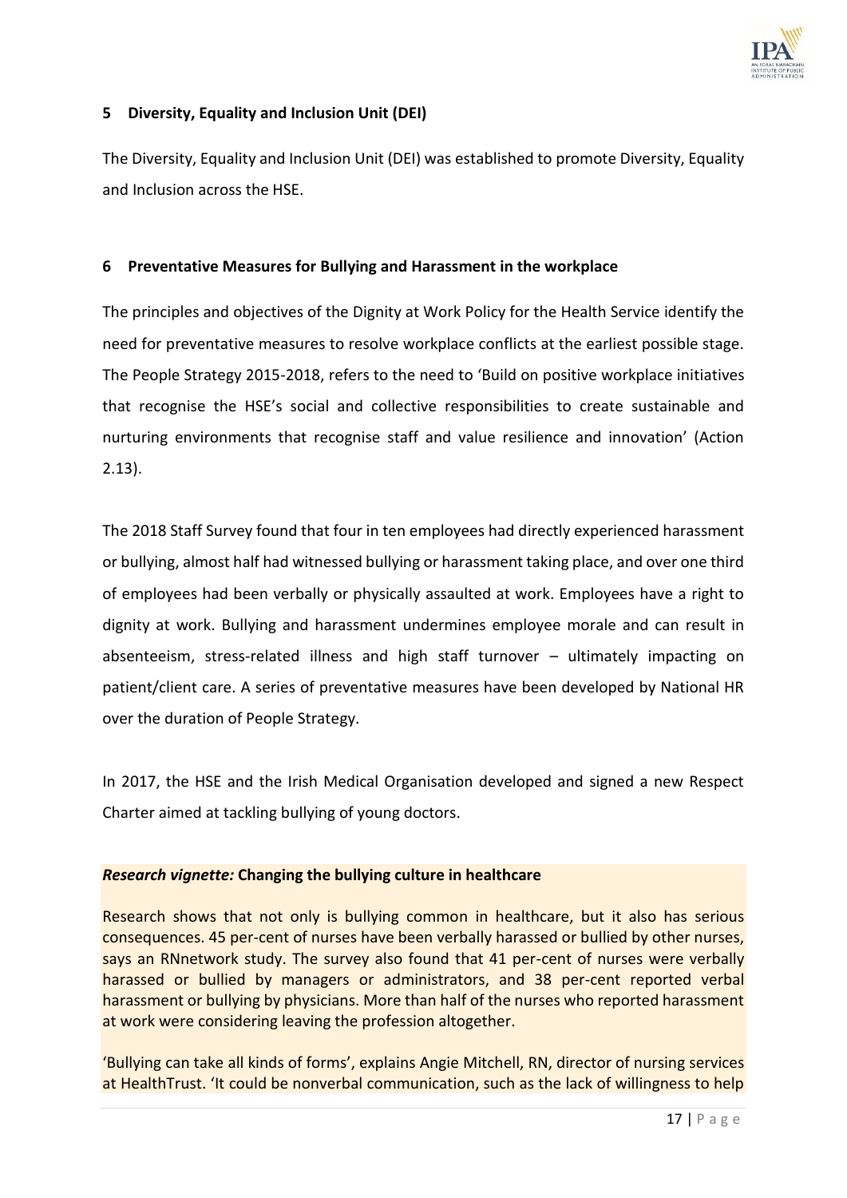## 5 Diversity, Equality and Inclusion Unit (DEI)

The Diversity, Equality and Inclusion Unit (DEI) was established to promote Diversity, Equality and Inclusion across the HSE.

## 6 Preventative Measures for Bullying and Harassment in the workplace

The principles and objectives of the Dignity at Work Policy for the Health Service identify the need for preventative measures to resolve workplace conflicts at the earliest possible stage. The People Strategy 2015-2018, refers to the need to 'Build on positive workplace initiatives that recognise the HSE's social and collective responsibilities to create sustainable and nurturing environments that recognise staff and value resilience and innovation' (Action 2.13).

The 2018 Staff Survey found that four in ten employees had directly experienced harassment or bullying, almost half had witnessed bullying or harassment taking place, and over one third of employees had been verbally or physically assaulted at work. Employees have a right to dignity at work. Bullying and harassment undermines employee morale and can result in absenteeism, stress-related illness and high staff turnover – ultimately impacting on patient/client care. A series of preventative measures have been developed by National HR over the duration of People Strategy.

In 2017, the HSE and the Irish Medical Organisation developed and signed a new Respect Charter aimed at tackling bullying of young doctors.

***Research vignette:*** **Changing the bullying culture in healthcare**

Research shows that not only is bullying common in healthcare, but it also has serious consequences. 45 per-cent of nurses have been verbally harassed or bullied by other nurses, says an RNnetwork study. The survey also found that 41 per-cent of nurses were verbally harassed or bullied by managers or administrators, and 38 per-cent reported verbal harassment or bullying by physicians. More than half of the nurses who reported harassment at work were considering leaving the profession altogether.

'Bullying can take all kinds of forms', explains Angie Mitchell, RN, director of nursing services at HealthTrust. 'It could be nonverbal communication, such as the lack of willingness to help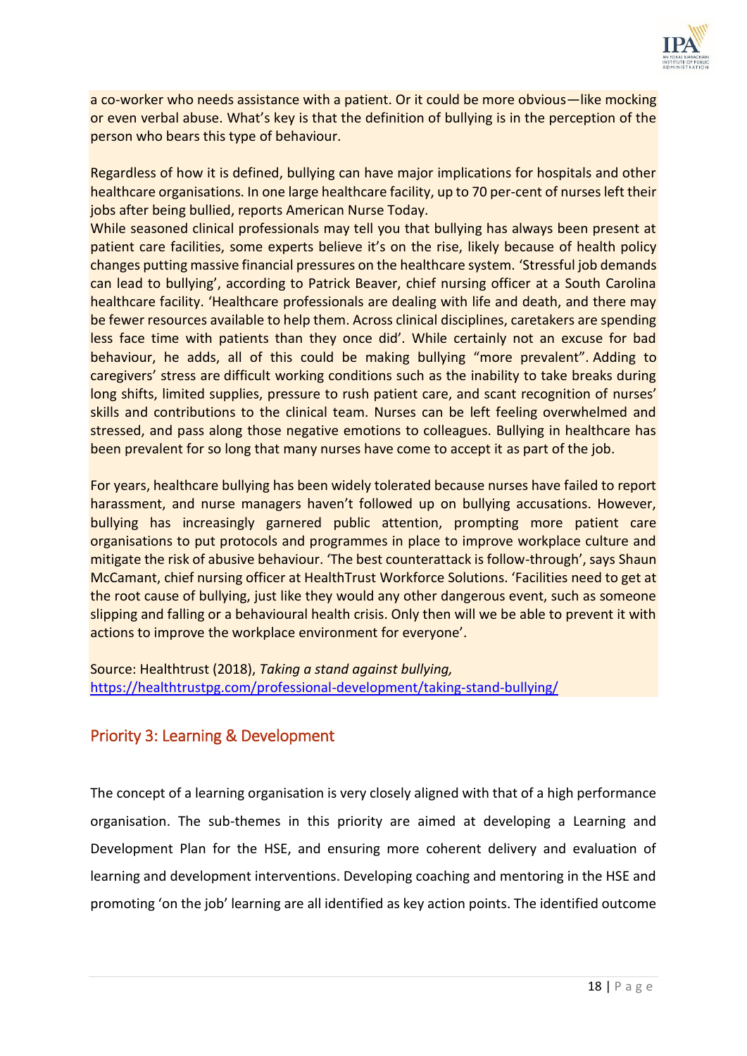a co-worker who needs assistance with a patient. Or it could be more obvious—like mocking or even verbal abuse. What's key is that the definition of bullying is in the perception of the person who bears this type of behaviour.

Regardless of how it is defined, bullying can have major implications for hospitals and other healthcare organisations. In one large healthcare facility, up to 70 per-cent of nurses left their jobs after being bullied, reports American Nurse Today.
While seasoned clinical professionals may tell you that bullying has always been present at patient care facilities, some experts believe it's on the rise, likely because of health policy changes putting massive financial pressures on the healthcare system. 'Stressful job demands can lead to bullying', according to Patrick Beaver, chief nursing officer at a South Carolina healthcare facility. 'Healthcare professionals are dealing with life and death, and there may be fewer resources available to help them. Across clinical disciplines, caretakers are spending less face time with patients than they once did'. While certainly not an excuse for bad behaviour, he adds, all of this could be making bullying "more prevalent". Adding to caregivers' stress are difficult working conditions such as the inability to take breaks during long shifts, limited supplies, pressure to rush patient care, and scant recognition of nurses' skills and contributions to the clinical team. Nurses can be left feeling overwhelmed and stressed, and pass along those negative emotions to colleagues. Bullying in healthcare has been prevalent for so long that many nurses have come to accept it as part of the job.

For years, healthcare bullying has been widely tolerated because nurses have failed to report harassment, and nurse managers haven't followed up on bullying accusations. However, bullying has increasingly garnered public attention, prompting more patient care organisations to put protocols and programmes in place to improve workplace culture and mitigate the risk of abusive behaviour. 'The best counterattack is follow-through', says Shaun McCamant, chief nursing officer at HealthTrust Workforce Solutions. 'Facilities need to get at the root cause of bullying, just like they would any other dangerous event, such as someone slipping and falling or a behavioural health crisis. Only then will we be able to prevent it with actions to improve the workplace environment for everyone'.

Source: Healthtrust (2018), *Taking a stand against bullying,* https://healthtrustpg.com/professional-development/taking-stand-bullying/

## Priority 3: Learning & Development

The concept of a learning organisation is very closely aligned with that of a high performance organisation. The sub-themes in this priority are aimed at developing a Learning and Development Plan for the HSE, and ensuring more coherent delivery and evaluation of learning and development interventions. Developing coaching and mentoring in the HSE and promoting 'on the job' learning are all identified as key action points. The identified outcome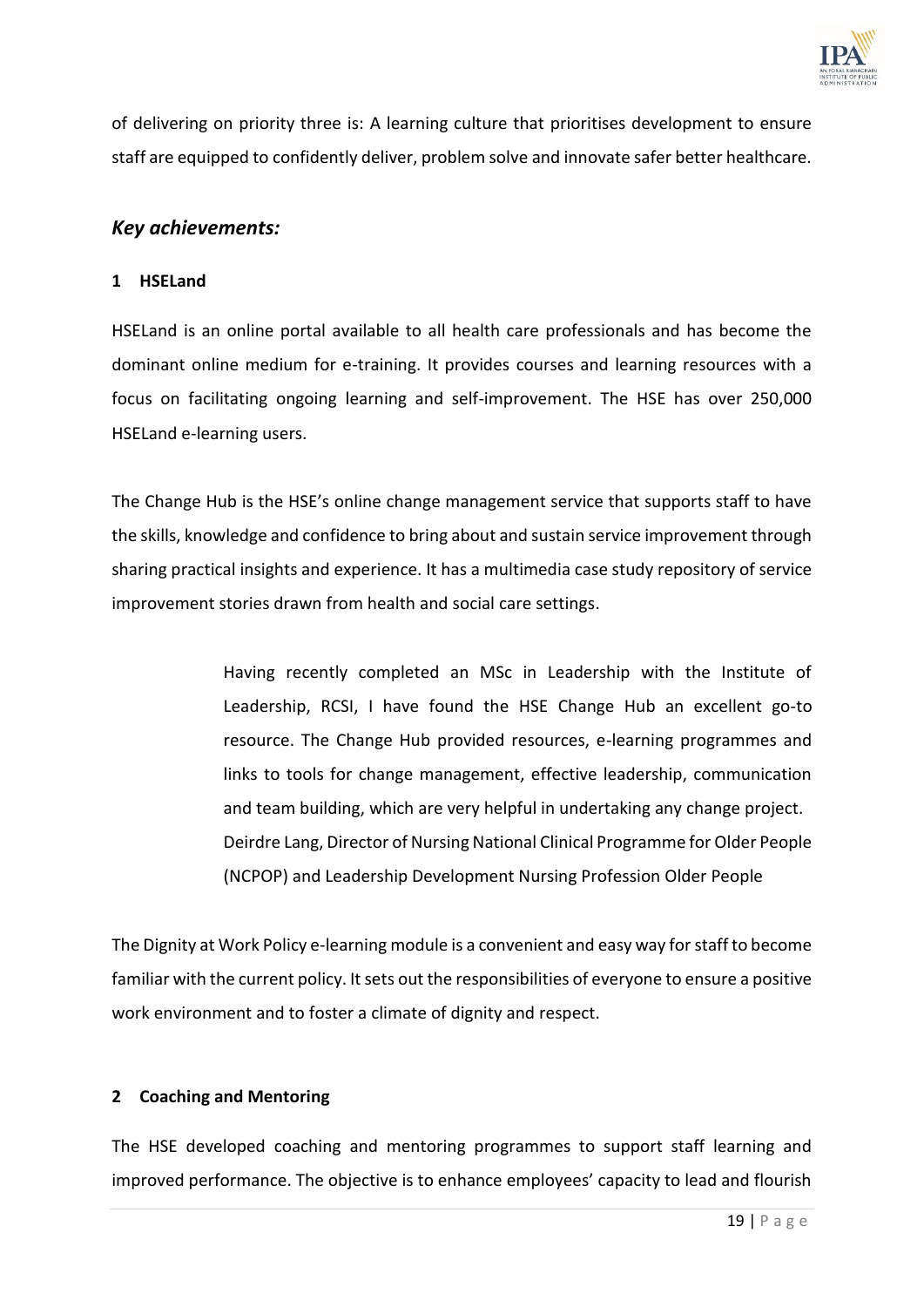of delivering on priority three is: A learning culture that prioritises development to ensure staff are equipped to confidently deliver, problem solve and innovate safer better healthcare.

### *Key achievements:*

#### 1 HSELand

HSELand is an online portal available to all health care professionals and has become the dominant online medium for e-training. It provides courses and learning resources with a focus on facilitating ongoing learning and self-improvement. The HSE has over 250,000 HSELand e-learning users.

The Change Hub is the HSE's online change management service that supports staff to have the skills, knowledge and confidence to bring about and sustain service improvement through sharing practical insights and experience. It has a multimedia case study repository of service improvement stories drawn from health and social care settings.

> Having recently completed an MSc in Leadership with the Institute of Leadership, RCSI, I have found the HSE Change Hub an excellent go-to resource. The Change Hub provided resources, e-learning programmes and links to tools for change management, effective leadership, communication and team building, which are very helpful in undertaking any change project.
> Deirdre Lang, Director of Nursing National Clinical Programme for Older People (NCPOP) and Leadership Development Nursing Profession Older People

The Dignity at Work Policy e-learning module is a convenient and easy way for staff to become familiar with the current policy. It sets out the responsibilities of everyone to ensure a positive work environment and to foster a climate of dignity and respect.

#### 2 Coaching and Mentoring

The HSE developed coaching and mentoring programmes to support staff learning and improved performance. The objective is to enhance employees' capacity to lead and flourish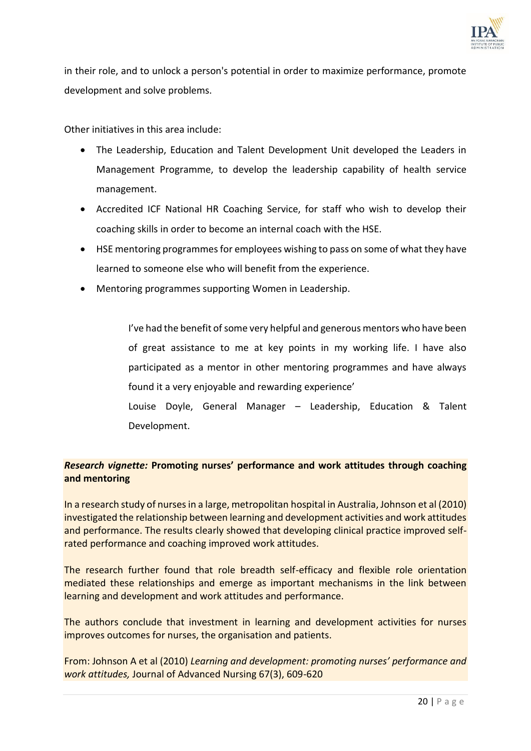in their role, and to unlock a person's potential in order to maximize performance, promote development and solve problems.

Other initiatives in this area include:

- The Leadership, Education and Talent Development Unit developed the Leaders in Management Programme, to develop the leadership capability of health service management.
- Accredited ICF National HR Coaching Service, for staff who wish to develop their coaching skills in order to become an internal coach with the HSE.
- HSE mentoring programmes for employees wishing to pass on some of what they have learned to someone else who will benefit from the experience.
- Mentoring programmes supporting Women in Leadership.

> I've had the benefit of some very helpful and generous mentors who have been of great assistance to me at key points in my working life. I have also participated as a mentor in other mentoring programmes and have always found it a very enjoyable and rewarding experience'
>
> Louise Doyle, General Manager – Leadership, Education & Talent Development.

***Research vignette:* Promoting nurses' performance and work attitudes through coaching and mentoring**

In a research study of nurses in a large, metropolitan hospital in Australia, Johnson et al (2010) investigated the relationship between learning and development activities and work attitudes and performance. The results clearly showed that developing clinical practice improved self-rated performance and coaching improved work attitudes.

The research further found that role breadth self-efficacy and flexible role orientation mediated these relationships and emerge as important mechanisms in the link between learning and development and work attitudes and performance.

The authors conclude that investment in learning and development activities for nurses improves outcomes for nurses, the organisation and patients.

From: Johnson A et al (2010) *Learning and development: promoting nurses' performance and work attitudes,* Journal of Advanced Nursing 67(3), 609-620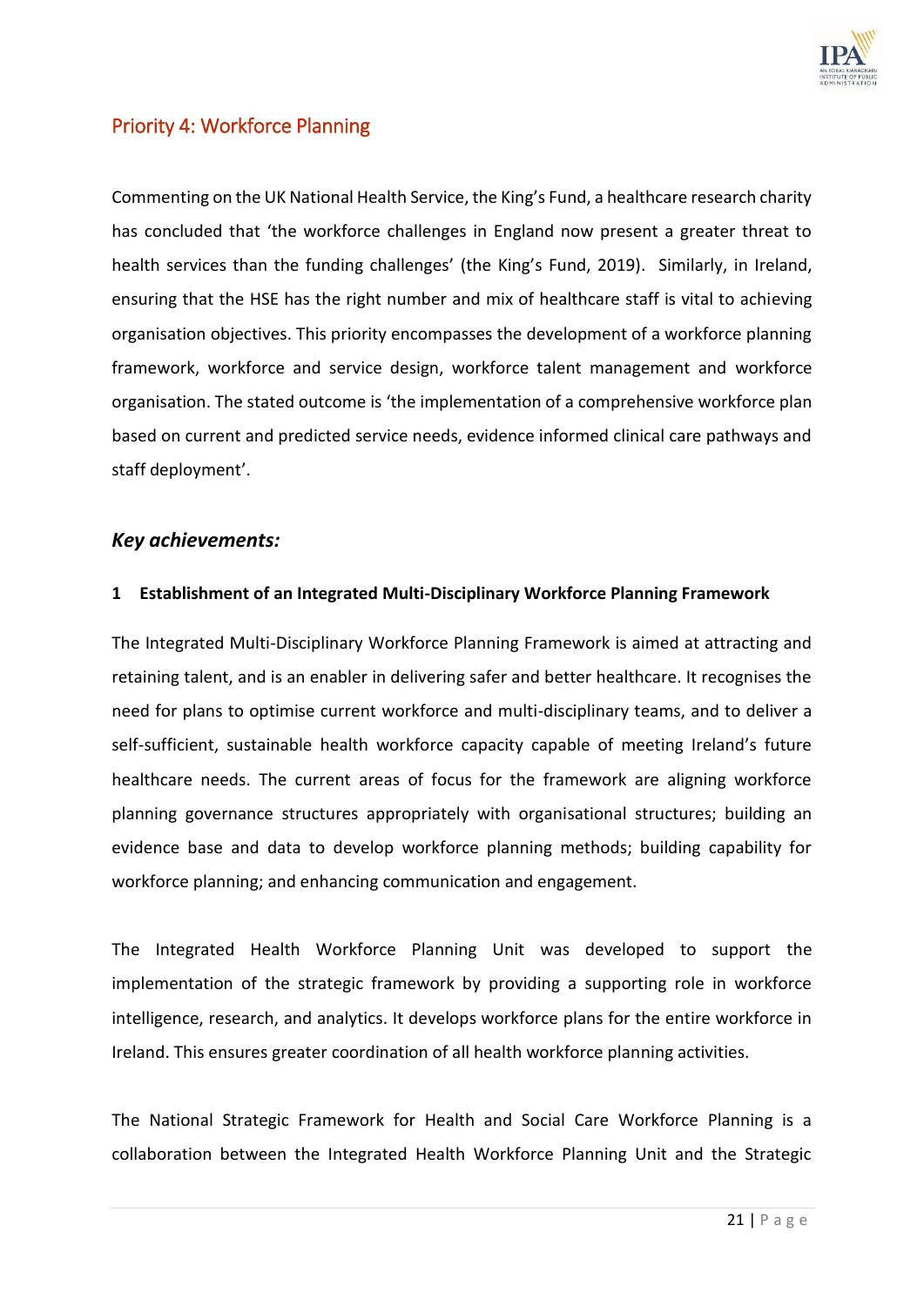## Priority 4: Workforce Planning

Commenting on the UK National Health Service, the King's Fund, a healthcare research charity has concluded that 'the workforce challenges in England now present a greater threat to health services than the funding challenges' (the King's Fund, 2019). Similarly, in Ireland, ensuring that the HSE has the right number and mix of healthcare staff is vital to achieving organisation objectives. This priority encompasses the development of a workforce planning framework, workforce and service design, workforce talent management and workforce organisation. The stated outcome is 'the implementation of a comprehensive workforce plan based on current and predicted service needs, evidence informed clinical care pathways and staff deployment'.

### *Key achievements:*

#### 1 Establishment of an Integrated Multi-Disciplinary Workforce Planning Framework

The Integrated Multi-Disciplinary Workforce Planning Framework is aimed at attracting and retaining talent, and is an enabler in delivering safer and better healthcare. It recognises the need for plans to optimise current workforce and multi-disciplinary teams, and to deliver a self-sufficient, sustainable health workforce capacity capable of meeting Ireland's future healthcare needs. The current areas of focus for the framework are aligning workforce planning governance structures appropriately with organisational structures; building an evidence base and data to develop workforce planning methods; building capability for workforce planning; and enhancing communication and engagement.

The Integrated Health Workforce Planning Unit was developed to support the implementation of the strategic framework by providing a supporting role in workforce intelligence, research, and analytics. It develops workforce plans for the entire workforce in Ireland. This ensures greater coordination of all health workforce planning activities.

The National Strategic Framework for Health and Social Care Workforce Planning is a collaboration between the Integrated Health Workforce Planning Unit and the Strategic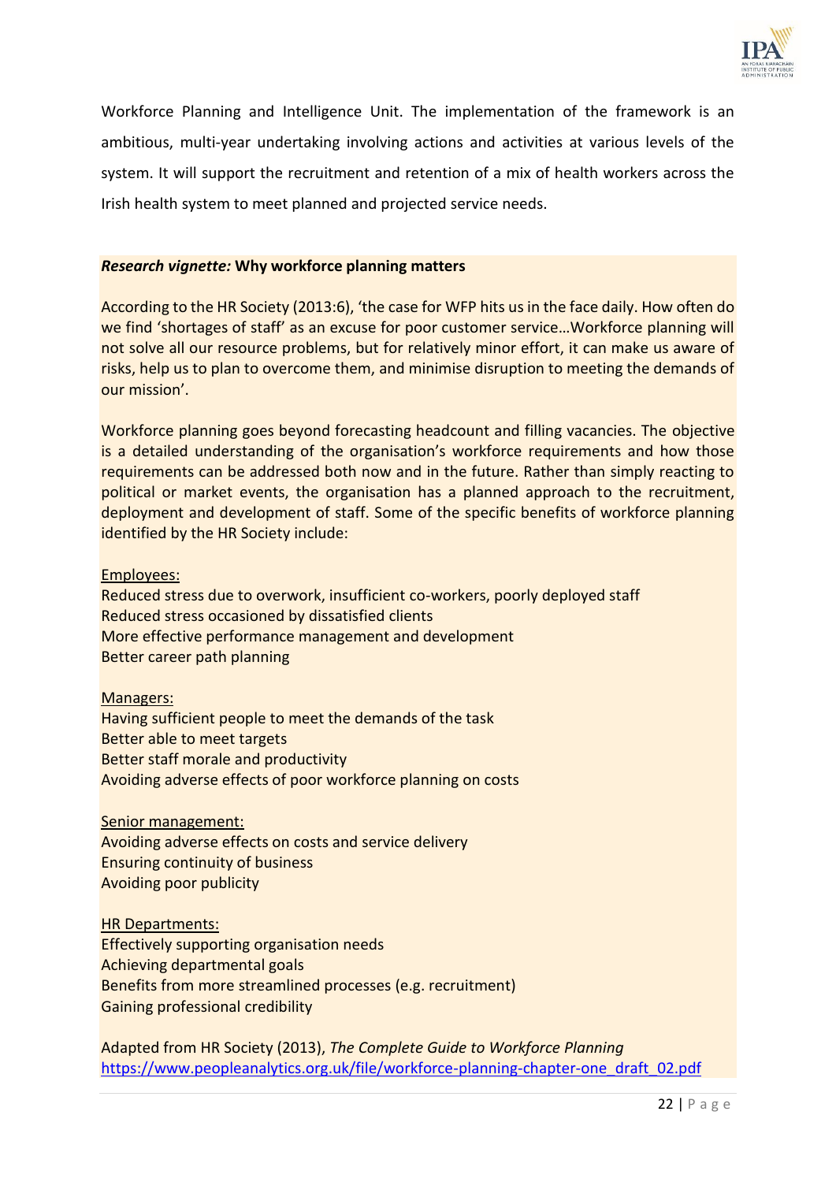Workforce Planning and Intelligence Unit. The implementation of the framework is an ambitious, multi-year undertaking involving actions and activities at various levels of the system. It will support the recruitment and retention of a mix of health workers across the Irish health system to meet planned and projected service needs.

***Research vignette:* Why workforce planning matters**

According to the HR Society (2013:6), 'the case for WFP hits us in the face daily. How often do we find 'shortages of staff' as an excuse for poor customer service…Workforce planning will not solve all our resource problems, but for relatively minor effort, it can make us aware of risks, help us to plan to overcome them, and minimise disruption to meeting the demands of our mission'.

Workforce planning goes beyond forecasting headcount and filling vacancies. The objective is a detailed understanding of the organisation's workforce requirements and how those requirements can be addressed both now and in the future. Rather than simply reacting to political or market events, the organisation has a planned approach to the recruitment, deployment and development of staff. Some of the specific benefits of workforce planning identified by the HR Society include:

<u>Employees:</u>
Reduced stress due to overwork, insufficient co-workers, poorly deployed staff
Reduced stress occasioned by dissatisfied clients
More effective performance management and development
Better career path planning

<u>Managers:</u>
Having sufficient people to meet the demands of the task
Better able to meet targets
Better staff morale and productivity
Avoiding adverse effects of poor workforce planning on costs

<u>Senior management:</u>
Avoiding adverse effects on costs and service delivery
Ensuring continuity of business
Avoiding poor publicity

<u>HR Departments:</u>
Effectively supporting organisation needs
Achieving departmental goals
Benefits from more streamlined processes (e.g. recruitment)
Gaining professional credibility

Adapted from HR Society (2013), *The Complete Guide to Workforce Planning*
https://www.peopleanalytics.org.uk/file/workforce-planning-chapter-one_draft_02.pdf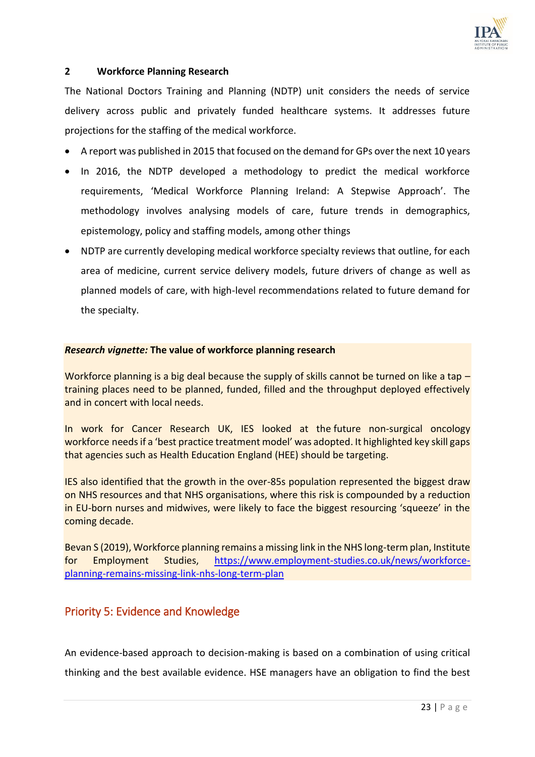## 2 Workforce Planning Research

The National Doctors Training and Planning (NDTP) unit considers the needs of service delivery across public and privately funded healthcare systems. It addresses future projections for the staffing of the medical workforce.

- A report was published in 2015 that focused on the demand for GPs over the next 10 years
- In 2016, the NDTP developed a methodology to predict the medical workforce requirements, 'Medical Workforce Planning Ireland: A Stepwise Approach'. The methodology involves analysing models of care, future trends in demographics, epistemology, policy and staffing models, among other things
- NDTP are currently developing medical workforce specialty reviews that outline, for each area of medicine, current service delivery models, future drivers of change as well as planned models of care, with high-level recommendations related to future demand for the specialty.

***Research vignette:*** **The value of workforce planning research**

Workforce planning is a big deal because the supply of skills cannot be turned on like a tap – training places need to be planned, funded, filled and the throughput deployed effectively and in concert with local needs.

In work for Cancer Research UK, IES looked at the future non-surgical oncology workforce needs if a 'best practice treatment model' was adopted. It highlighted key skill gaps that agencies such as Health Education England (HEE) should be targeting.

IES also identified that the growth in the over-85s population represented the biggest draw on NHS resources and that NHS organisations, where this risk is compounded by a reduction in EU-born nurses and midwives, were likely to face the biggest resourcing 'squeeze' in the coming decade.

Bevan S (2019), Workforce planning remains a missing link in the NHS long-term plan, Institute for Employment Studies, https://www.employment-studies.co.uk/news/workforce-planning-remains-missing-link-nhs-long-term-plan

## Priority 5: Evidence and Knowledge

An evidence-based approach to decision-making is based on a combination of using critical thinking and the best available evidence. HSE managers have an obligation to find the best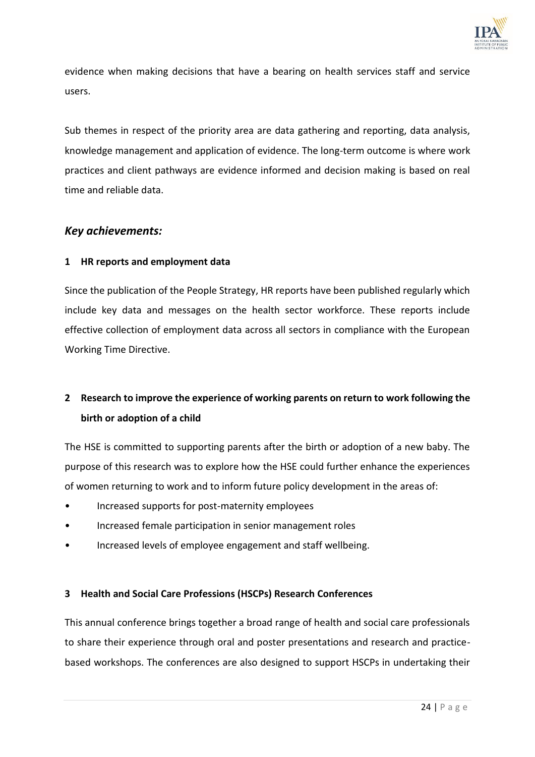evidence when making decisions that have a bearing on health services staff and service users.

Sub themes in respect of the priority area are data gathering and reporting, data analysis, knowledge management and application of evidence. The long-term outcome is where work practices and client pathways are evidence informed and decision making is based on real time and reliable data.

## *Key achievements:*

### 1 HR reports and employment data

Since the publication of the People Strategy, HR reports have been published regularly which include key data and messages on the health sector workforce. These reports include effective collection of employment data across all sectors in compliance with the European Working Time Directive.

### 2 Research to improve the experience of working parents on return to work following the birth or adoption of a child

The HSE is committed to supporting parents after the birth or adoption of a new baby. The purpose of this research was to explore how the HSE could further enhance the experiences of women returning to work and to inform future policy development in the areas of:

- Increased supports for post-maternity employees
- Increased female participation in senior management roles
- Increased levels of employee engagement and staff wellbeing.

### 3 Health and Social Care Professions (HSCPs) Research Conferences

This annual conference brings together a broad range of health and social care professionals to share their experience through oral and poster presentations and research and practice-based workshops. The conferences are also designed to support HSCPs in undertaking their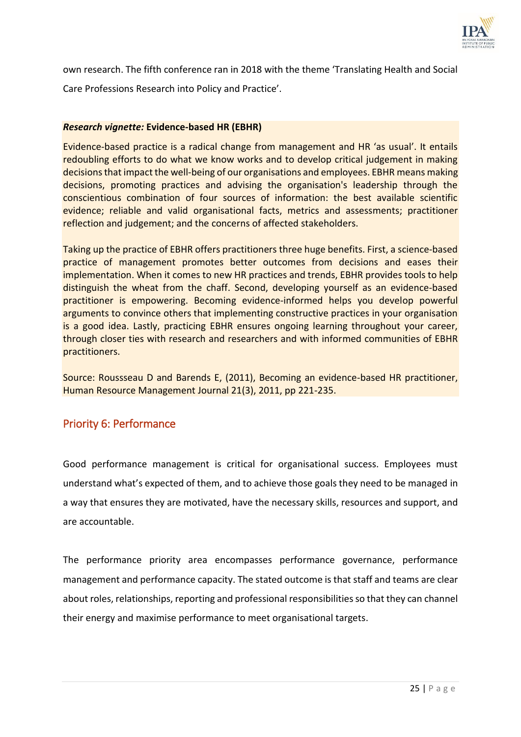own research. The fifth conference ran in 2018 with the theme 'Translating Health and Social Care Professions Research into Policy and Practice'.

***Research vignette:*** **Evidence-based HR (EBHR)**

Evidence-based practice is a radical change from management and HR 'as usual'. It entails redoubling efforts to do what we know works and to develop critical judgement in making decisions that impact the well-being of our organisations and employees. EBHR means making decisions, promoting practices and advising the organisation's leadership through the conscientious combination of four sources of information: the best available scientific evidence; reliable and valid organisational facts, metrics and assessments; practitioner reflection and judgement; and the concerns of affected stakeholders.

Taking up the practice of EBHR offers practitioners three huge benefits. First, a science-based practice of management promotes better outcomes from decisions and eases their implementation. When it comes to new HR practices and trends, EBHR provides tools to help distinguish the wheat from the chaff. Second, developing yourself as an evidence-based practitioner is empowering. Becoming evidence-informed helps you develop powerful arguments to convince others that implementing constructive practices in your organisation is a good idea. Lastly, practicing EBHR ensures ongoing learning throughout your career, through closer ties with research and researchers and with informed communities of EBHR practitioners.

Source: Roussseau D and Barends E, (2011), Becoming an evidence-based HR practitioner, Human Resource Management Journal 21(3), 2011, pp 221-235.

## Priority 6: Performance

Good performance management is critical for organisational success. Employees must understand what's expected of them, and to achieve those goals they need to be managed in a way that ensures they are motivated, have the necessary skills, resources and support, and are accountable.

The performance priority area encompasses performance governance, performance management and performance capacity. The stated outcome is that staff and teams are clear about roles, relationships, reporting and professional responsibilities so that they can channel their energy and maximise performance to meet organisational targets.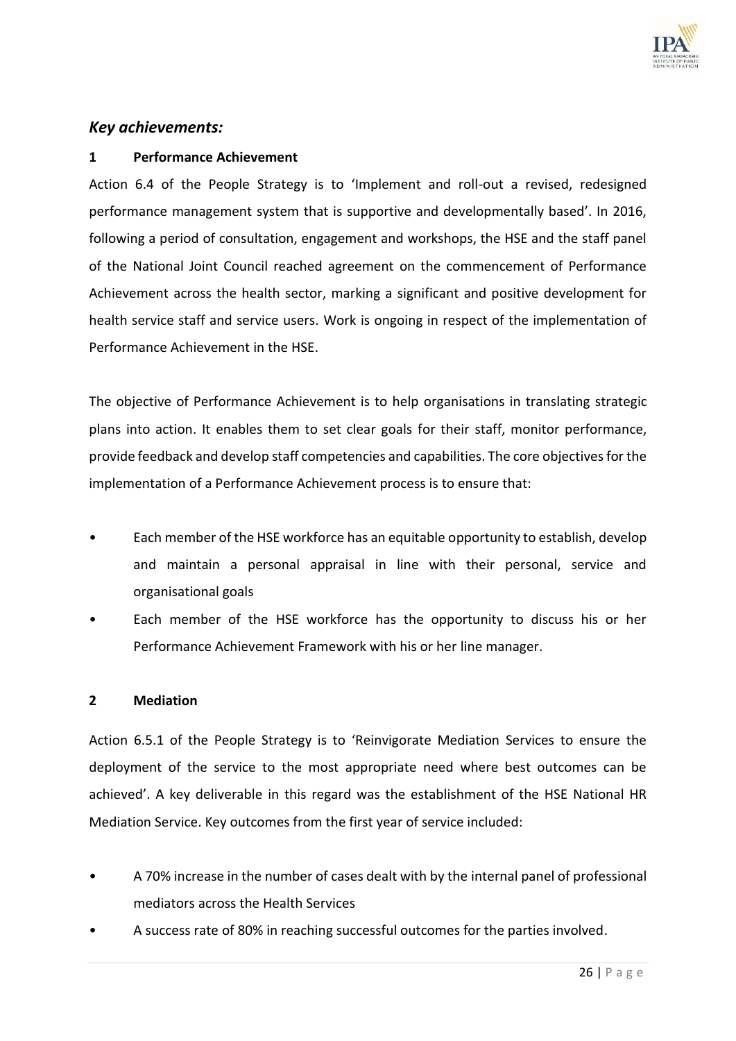## *Key achievements:*

### 1 Performance Achievement

Action 6.4 of the People Strategy is to 'Implement and roll-out a revised, redesigned performance management system that is supportive and developmentally based'. In 2016, following a period of consultation, engagement and workshops, the HSE and the staff panel of the National Joint Council reached agreement on the commencement of Performance Achievement across the health sector, marking a significant and positive development for health service staff and service users. Work is ongoing in respect of the implementation of Performance Achievement in the HSE.

The objective of Performance Achievement is to help organisations in translating strategic plans into action. It enables them to set clear goals for their staff, monitor performance, provide feedback and develop staff competencies and capabilities. The core objectives for the implementation of a Performance Achievement process is to ensure that:

- Each member of the HSE workforce has an equitable opportunity to establish, develop and maintain a personal appraisal in line with their personal, service and organisational goals
- Each member of the HSE workforce has the opportunity to discuss his or her Performance Achievement Framework with his or her line manager.

### 2 Mediation

Action 6.5.1 of the People Strategy is to 'Reinvigorate Mediation Services to ensure the deployment of the service to the most appropriate need where best outcomes can be achieved'. A key deliverable in this regard was the establishment of the HSE National HR Mediation Service. Key outcomes from the first year of service included:

- A 70% increase in the number of cases dealt with by the internal panel of professional mediators across the Health Services
- A success rate of 80% in reaching successful outcomes for the parties involved.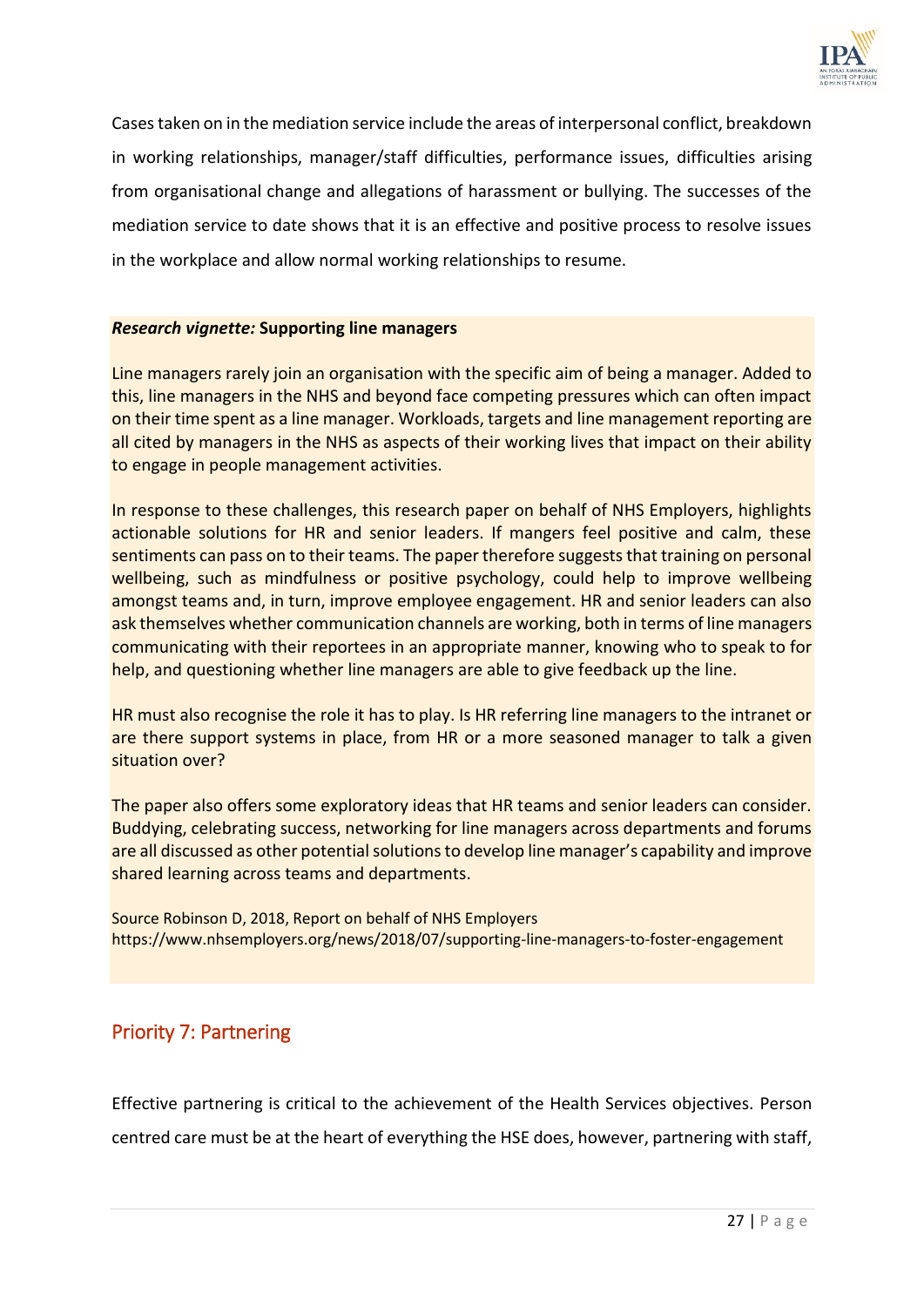Cases taken on in the mediation service include the areas of interpersonal conflict, breakdown in working relationships, manager/staff difficulties, performance issues, difficulties arising from organisational change and allegations of harassment or bullying. The successes of the mediation service to date shows that it is an effective and positive process to resolve issues in the workplace and allow normal working relationships to resume.

***Research vignette:*** **Supporting line managers**

Line managers rarely join an organisation with the specific aim of being a manager. Added to this, line managers in the NHS and beyond face competing pressures which can often impact on their time spent as a line manager. Workloads, targets and line management reporting are all cited by managers in the NHS as aspects of their working lives that impact on their ability to engage in people management activities.

In response to these challenges, this research paper on behalf of NHS Employers, highlights actionable solutions for HR and senior leaders. If mangers feel positive and calm, these sentiments can pass on to their teams. The paper therefore suggests that training on personal wellbeing, such as mindfulness or positive psychology, could help to improve wellbeing amongst teams and, in turn, improve employee engagement. HR and senior leaders can also ask themselves whether communication channels are working, both in terms of line managers communicating with their reportees in an appropriate manner, knowing who to speak to for help, and questioning whether line managers are able to give feedback up the line.

HR must also recognise the role it has to play. Is HR referring line managers to the intranet or are there support systems in place, from HR or a more seasoned manager to talk a given situation over?

The paper also offers some exploratory ideas that HR teams and senior leaders can consider. Buddying, celebrating success, networking for line managers across departments and forums are all discussed as other potential solutions to develop line manager's capability and improve shared learning across teams and departments.

Source Robinson D, 2018, Report on behalf of NHS Employers
https://www.nhsemployers.org/news/2018/07/supporting-line-managers-to-foster-engagement

## Priority 7: Partnering

Effective partnering is critical to the achievement of the Health Services objectives. Person centred care must be at the heart of everything the HSE does, however, partnering with staff,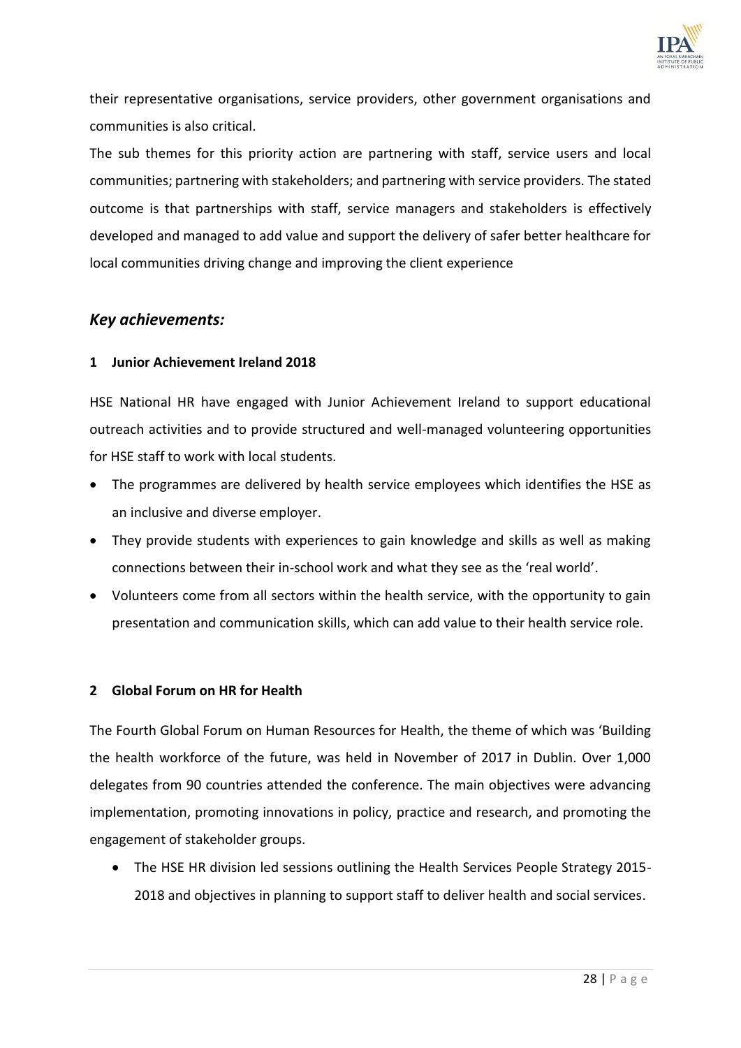their representative organisations, service providers, other government organisations and communities is also critical.

The sub themes for this priority action are partnering with staff, service users and local communities; partnering with stakeholders; and partnering with service providers. The stated outcome is that partnerships with staff, service managers and stakeholders is effectively developed and managed to add value and support the delivery of safer better healthcare for local communities driving change and improving the client experience

## *Key achievements:*

### 1 Junior Achievement Ireland 2018

HSE National HR have engaged with Junior Achievement Ireland to support educational outreach activities and to provide structured and well-managed volunteering opportunities for HSE staff to work with local students.

- The programmes are delivered by health service employees which identifies the HSE as an inclusive and diverse employer.
- They provide students with experiences to gain knowledge and skills as well as making connections between their in-school work and what they see as the 'real world'.
- Volunteers come from all sectors within the health service, with the opportunity to gain presentation and communication skills, which can add value to their health service role.

### 2 Global Forum on HR for Health

The Fourth Global Forum on Human Resources for Health, the theme of which was 'Building the health workforce of the future, was held in November of 2017 in Dublin. Over 1,000 delegates from 90 countries attended the conference. The main objectives were advancing implementation, promoting innovations in policy, practice and research, and promoting the engagement of stakeholder groups.

- The HSE HR division led sessions outlining the Health Services People Strategy 2015-2018 and objectives in planning to support staff to deliver health and social services.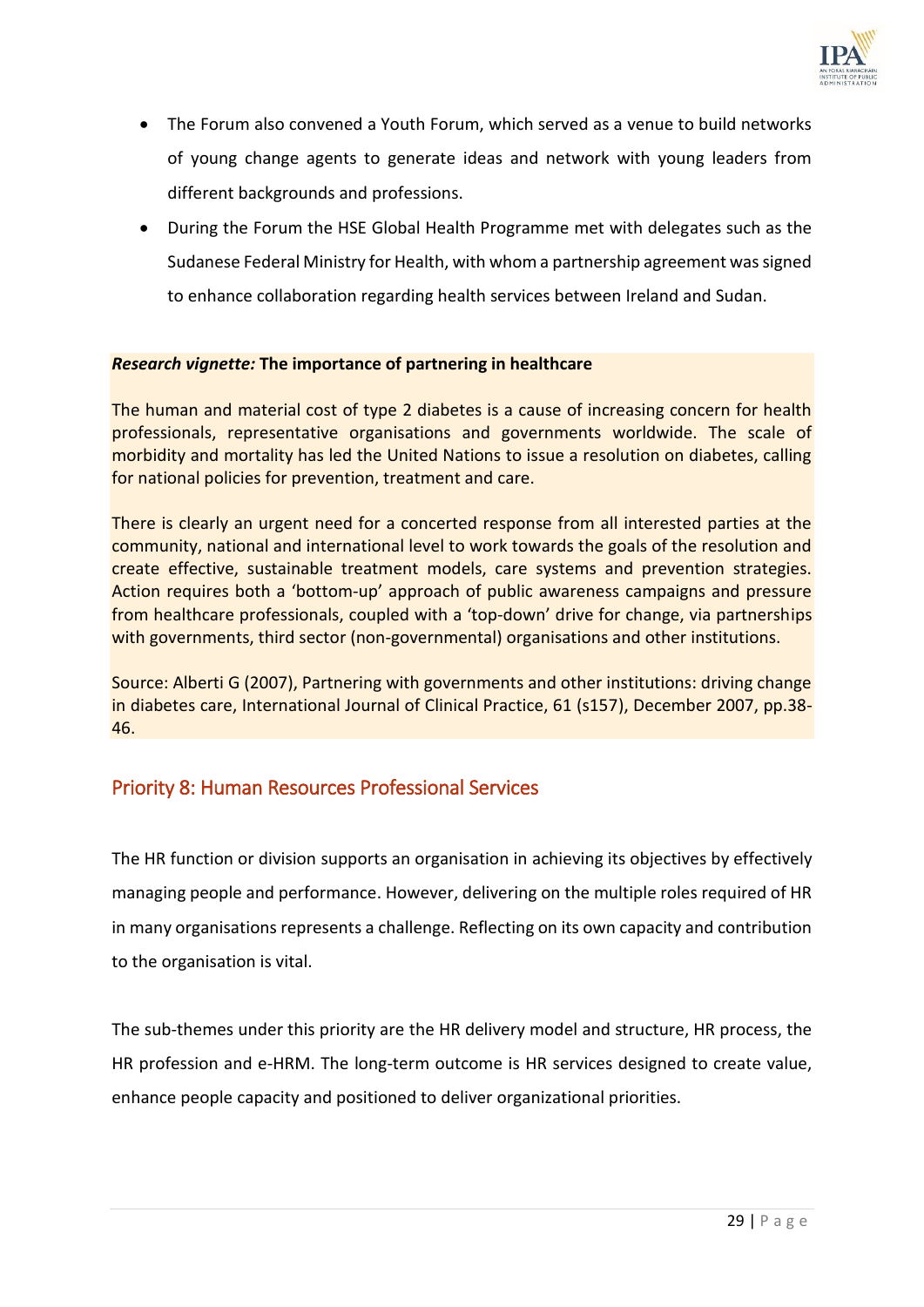- The Forum also convened a Youth Forum, which served as a venue to build networks of young change agents to generate ideas and network with young leaders from different backgrounds and professions.
- During the Forum the HSE Global Health Programme met with delegates such as the Sudanese Federal Ministry for Health, with whom a partnership agreement was signed to enhance collaboration regarding health services between Ireland and Sudan.

***Research vignette:*** **The importance of partnering in healthcare**

The human and material cost of type 2 diabetes is a cause of increasing concern for health professionals, representative organisations and governments worldwide. The scale of morbidity and mortality has led the United Nations to issue a resolution on diabetes, calling for national policies for prevention, treatment and care.

There is clearly an urgent need for a concerted response from all interested parties at the community, national and international level to work towards the goals of the resolution and create effective, sustainable treatment models, care systems and prevention strategies. Action requires both a 'bottom-up' approach of public awareness campaigns and pressure from healthcare professionals, coupled with a 'top-down' drive for change, via partnerships with governments, third sector (non-governmental) organisations and other institutions.

Source: Alberti G (2007), Partnering with governments and other institutions: driving change in diabetes care, International Journal of Clinical Practice, 61 (s157), December 2007, pp.38-46.

## Priority 8: Human Resources Professional Services

The HR function or division supports an organisation in achieving its objectives by effectively managing people and performance. However, delivering on the multiple roles required of HR in many organisations represents a challenge. Reflecting on its own capacity and contribution to the organisation is vital.

The sub-themes under this priority are the HR delivery model and structure, HR process, the HR profession and e-HRM. The long-term outcome is HR services designed to create value, enhance people capacity and positioned to deliver organizational priorities.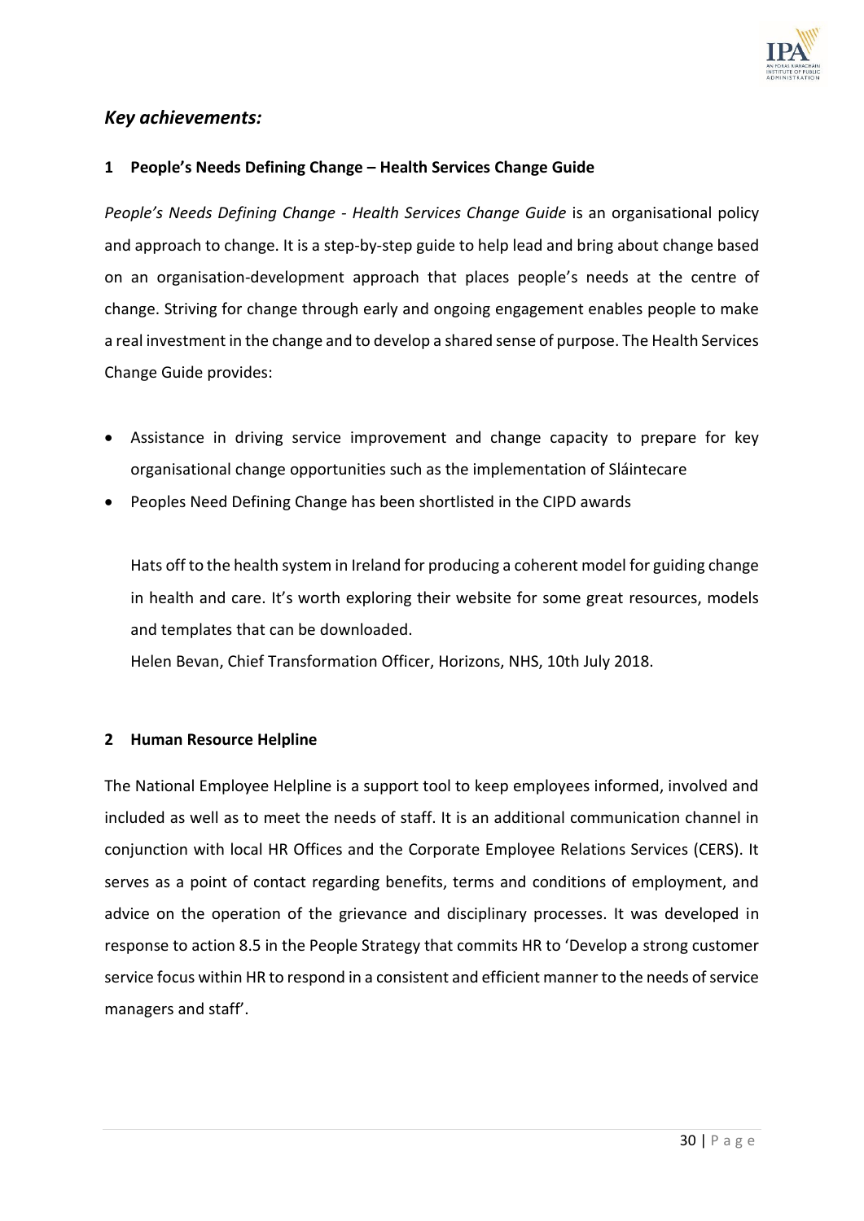## *Key achievements:*

### 1 People's Needs Defining Change – Health Services Change Guide

*People's Needs Defining Change - Health Services Change Guide* is an organisational policy and approach to change. It is a step-by-step guide to help lead and bring about change based on an organisation-development approach that places people's needs at the centre of change. Striving for change through early and ongoing engagement enables people to make a real investment in the change and to develop a shared sense of purpose. The Health Services Change Guide provides:

- Assistance in driving service improvement and change capacity to prepare for key organisational change opportunities such as the implementation of Sláintecare
- Peoples Need Defining Change has been shortlisted in the CIPD awards

> Hats off to the health system in Ireland for producing a coherent model for guiding change in health and care. It's worth exploring their website for some great resources, models and templates that can be downloaded.
> Helen Bevan, Chief Transformation Officer, Horizons, NHS, 10th July 2018.

### 2 Human Resource Helpline

The National Employee Helpline is a support tool to keep employees informed, involved and included as well as to meet the needs of staff. It is an additional communication channel in conjunction with local HR Offices and the Corporate Employee Relations Services (CERS). It serves as a point of contact regarding benefits, terms and conditions of employment, and advice on the operation of the grievance and disciplinary processes. It was developed in response to action 8.5 in the People Strategy that commits HR to 'Develop a strong customer service focus within HR to respond in a consistent and efficient manner to the needs of service managers and staff'.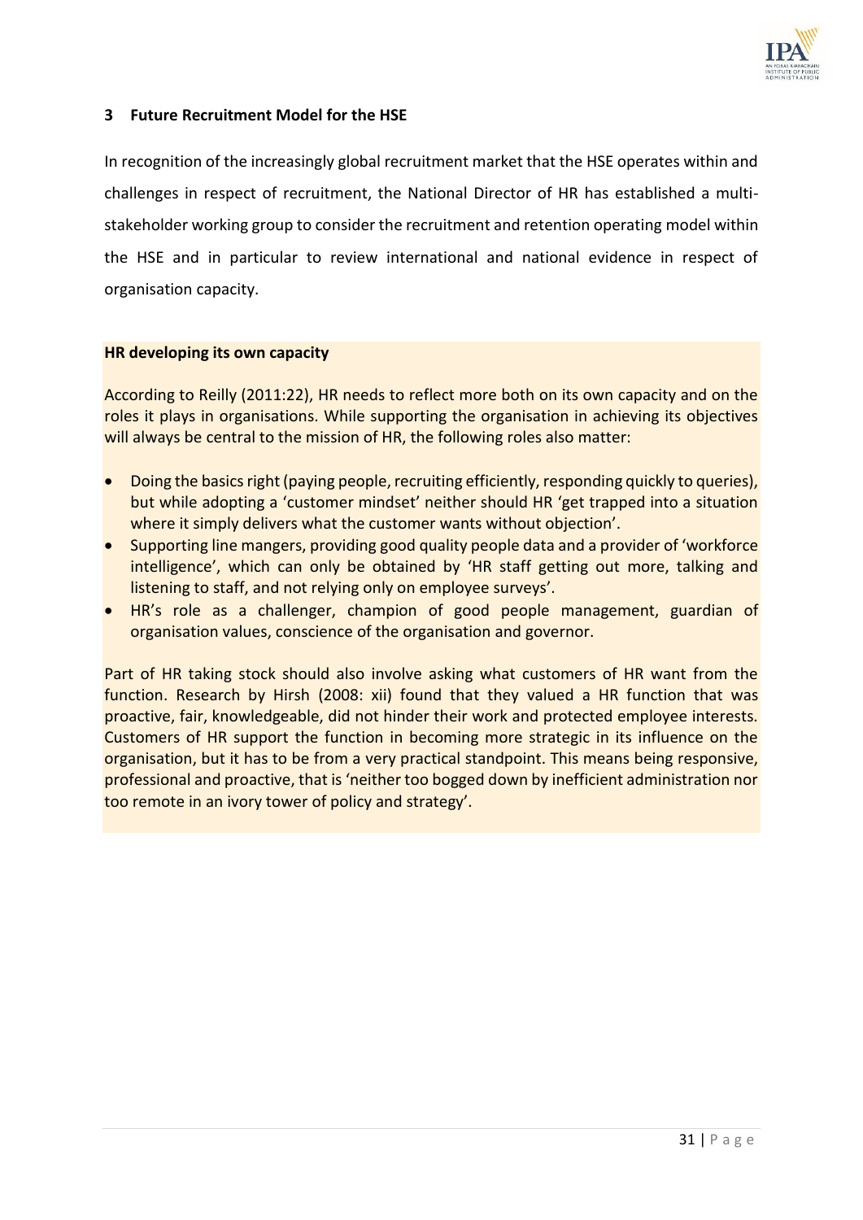## 3 Future Recruitment Model for the HSE

In recognition of the increasingly global recruitment market that the HSE operates within and challenges in respect of recruitment, the National Director of HR has established a multi-stakeholder working group to consider the recruitment and retention operating model within the HSE and in particular to review international and national evidence in respect of organisation capacity.

**HR developing its own capacity**

According to Reilly (2011:22), HR needs to reflect more both on its own capacity and on the roles it plays in organisations. While supporting the organisation in achieving its objectives will always be central to the mission of HR, the following roles also matter:

- Doing the basics right (paying people, recruiting efficiently, responding quickly to queries), but while adopting a 'customer mindset' neither should HR 'get trapped into a situation where it simply delivers what the customer wants without objection'.
- Supporting line mangers, providing good quality people data and a provider of 'workforce intelligence', which can only be obtained by 'HR staff getting out more, talking and listening to staff, and not relying only on employee surveys'.
- HR's role as a challenger, champion of good people management, guardian of organisation values, conscience of the organisation and governor.

Part of HR taking stock should also involve asking what customers of HR want from the function. Research by Hirsh (2008: xii) found that they valued a HR function that was proactive, fair, knowledgeable, did not hinder their work and protected employee interests. Customers of HR support the function in becoming more strategic in its influence on the organisation, but it has to be from a very practical standpoint. This means being responsive, professional and proactive, that is 'neither too bogged down by inefficient administration nor too remote in an ivory tower of policy and strategy'.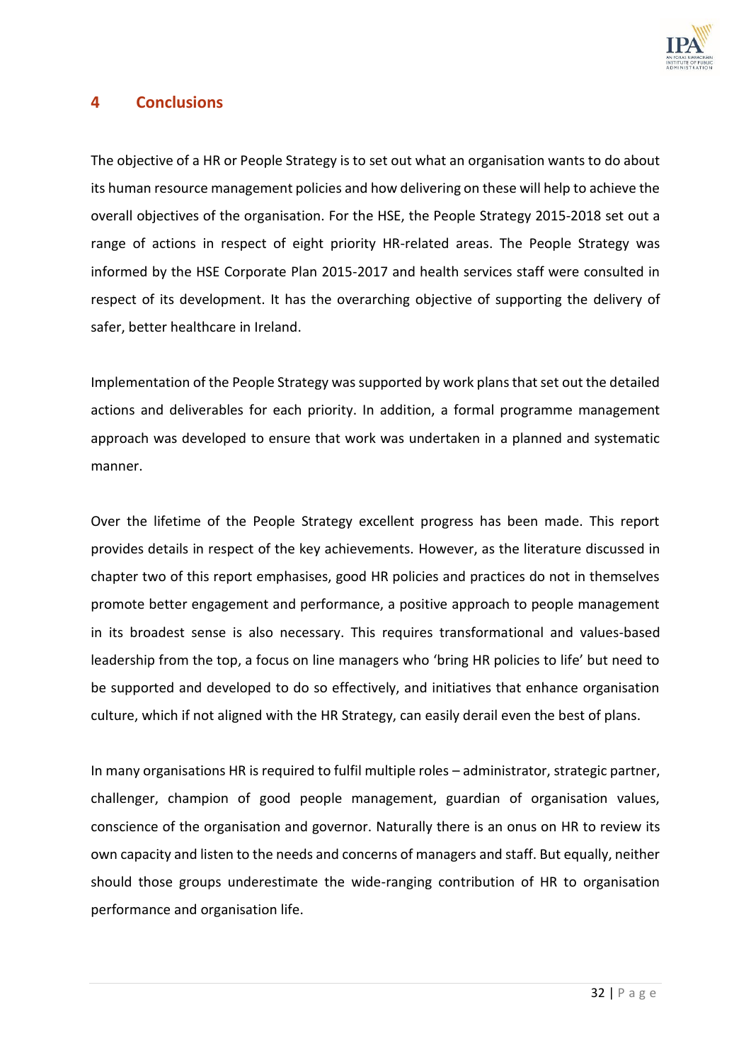# 4 Conclusions

The objective of a HR or People Strategy is to set out what an organisation wants to do about its human resource management policies and how delivering on these will help to achieve the overall objectives of the organisation. For the HSE, the People Strategy 2015-2018 set out a range of actions in respect of eight priority HR-related areas. The People Strategy was informed by the HSE Corporate Plan 2015-2017 and health services staff were consulted in respect of its development. It has the overarching objective of supporting the delivery of safer, better healthcare in Ireland.

Implementation of the People Strategy was supported by work plans that set out the detailed actions and deliverables for each priority. In addition, a formal programme management approach was developed to ensure that work was undertaken in a planned and systematic manner.

Over the lifetime of the People Strategy excellent progress has been made. This report provides details in respect of the key achievements. However, as the literature discussed in chapter two of this report emphasises, good HR policies and practices do not in themselves promote better engagement and performance, a positive approach to people management in its broadest sense is also necessary. This requires transformational and values-based leadership from the top, a focus on line managers who 'bring HR policies to life' but need to be supported and developed to do so effectively, and initiatives that enhance organisation culture, which if not aligned with the HR Strategy, can easily derail even the best of plans.

In many organisations HR is required to fulfil multiple roles – administrator, strategic partner, challenger, champion of good people management, guardian of organisation values, conscience of the organisation and governor. Naturally there is an onus on HR to review its own capacity and listen to the needs and concerns of managers and staff. But equally, neither should those groups underestimate the wide-ranging contribution of HR to organisation performance and organisation life.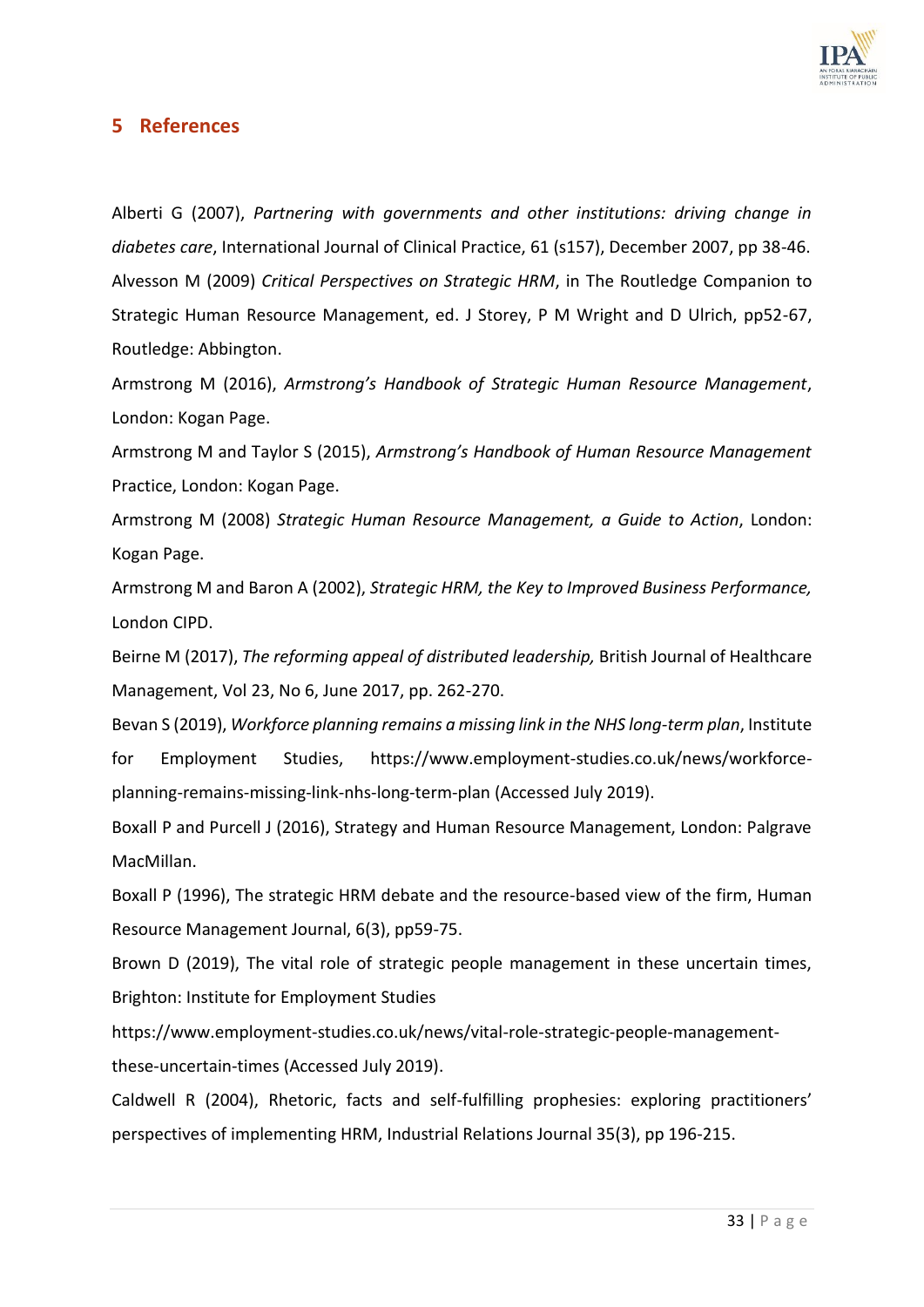## 5 References

Alberti G (2007), *Partnering with governments and other institutions: driving change in diabetes care*, International Journal of Clinical Practice, 61 (s157), December 2007, pp 38-46.

Alvesson M (2009) *Critical Perspectives on Strategic HRM*, in The Routledge Companion to Strategic Human Resource Management, ed. J Storey, P M Wright and D Ulrich, pp52-67, Routledge: Abbington.

Armstrong M (2016), *Armstrong's Handbook of Strategic Human Resource Management*, London: Kogan Page.

Armstrong M and Taylor S (2015), *Armstrong's Handbook of Human Resource Management* Practice, London: Kogan Page.

Armstrong M (2008) *Strategic Human Resource Management, a Guide to Action*, London: Kogan Page.

Armstrong M and Baron A (2002), *Strategic HRM, the Key to Improved Business Performance,* London CIPD.

Beirne M (2017), *The reforming appeal of distributed leadership,* British Journal of Healthcare Management, Vol 23, No 6, June 2017, pp. 262-270.

Bevan S (2019), *Workforce planning remains a missing link in the NHS long-term plan*, Institute for Employment Studies, https://www.employment-studies.co.uk/news/workforce-planning-remains-missing-link-nhs-long-term-plan (Accessed July 2019).

Boxall P and Purcell J (2016), Strategy and Human Resource Management, London: Palgrave MacMillan.

Boxall P (1996), The strategic HRM debate and the resource-based view of the firm, Human Resource Management Journal, 6(3), pp59-75.

Brown D (2019), The vital role of strategic people management in these uncertain times, Brighton: Institute for Employment Studies https://www.employment-studies.co.uk/news/vital-role-strategic-people-management-these-uncertain-times (Accessed July 2019).

Caldwell R (2004), Rhetoric, facts and self-fulfilling prophesies: exploring practitioners' perspectives of implementing HRM, Industrial Relations Journal 35(3), pp 196-215.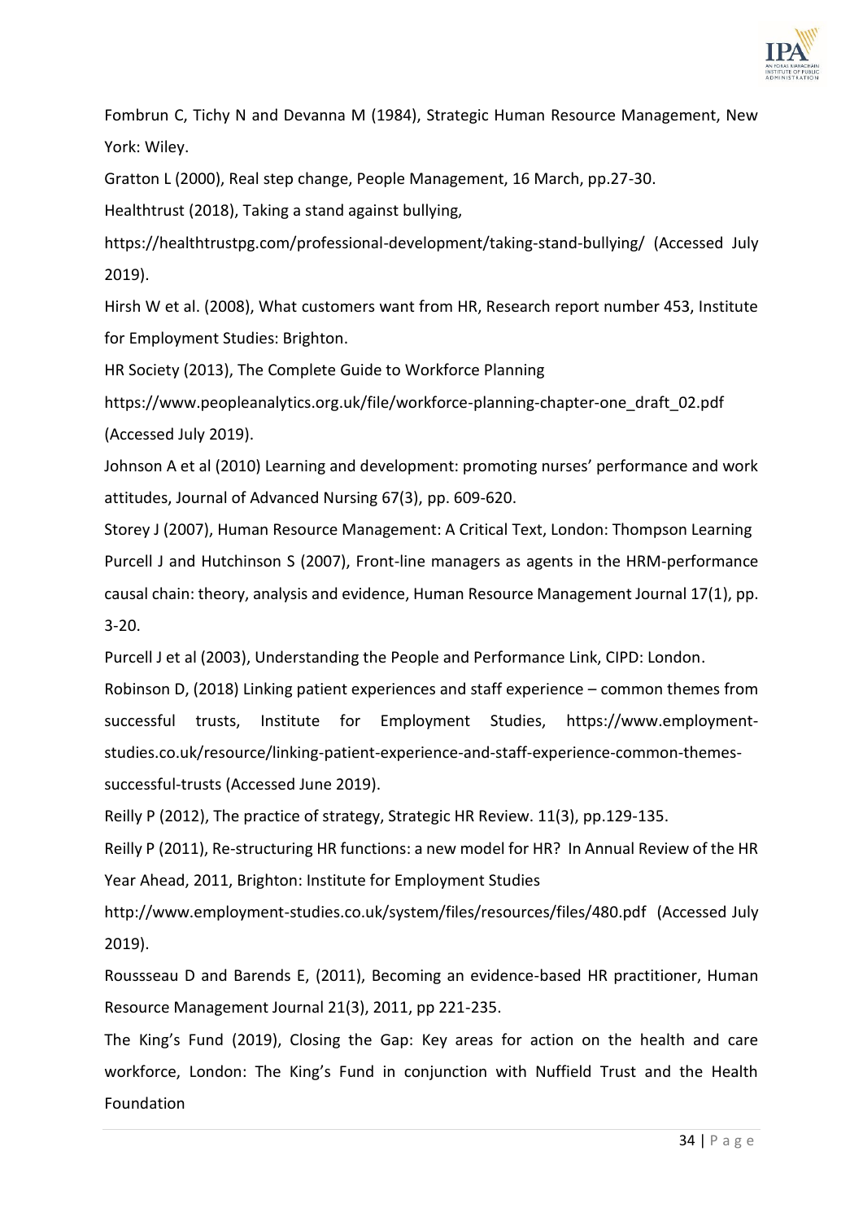Fombrun C, Tichy N and Devanna M (1984), Strategic Human Resource Management, New York: Wiley.

Gratton L (2000), Real step change, People Management, 16 March, pp.27-30.

Healthtrust (2018), Taking a stand against bullying, https://healthtrustpg.com/professional-development/taking-stand-bullying/ (Accessed July 2019).

Hirsh W et al. (2008), What customers want from HR, Research report number 453, Institute for Employment Studies: Brighton.

HR Society (2013), The Complete Guide to Workforce Planning https://www.peopleanalytics.org.uk/file/workforce-planning-chapter-one_draft_02.pdf (Accessed July 2019).

Johnson A et al (2010) Learning and development: promoting nurses' performance and work attitudes, Journal of Advanced Nursing 67(3), pp. 609-620.

Storey J (2007), Human Resource Management: A Critical Text, London: Thompson Learning

Purcell J and Hutchinson S (2007), Front-line managers as agents in the HRM-performance causal chain: theory, analysis and evidence, Human Resource Management Journal 17(1), pp. 3-20.

Purcell J et al (2003), Understanding the People and Performance Link, CIPD: London.

Robinson D, (2018) Linking patient experiences and staff experience – common themes from successful trusts, Institute for Employment Studies, https://www.employment-studies.co.uk/resource/linking-patient-experience-and-staff-experience-common-themes-successful-trusts (Accessed June 2019).

Reilly P (2012), The practice of strategy, Strategic HR Review. 11(3), pp.129-135.

Reilly P (2011), Re-structuring HR functions: a new model for HR? In Annual Review of the HR Year Ahead, 2011, Brighton: Institute for Employment Studies http://www.employment-studies.co.uk/system/files/resources/files/480.pdf (Accessed July 2019).

Roussseau D and Barends E, (2011), Becoming an evidence-based HR practitioner, Human Resource Management Journal 21(3), 2011, pp 221-235.

The King's Fund (2019), Closing the Gap: Key areas for action on the health and care workforce, London: The King's Fund in conjunction with Nuffield Trust and the Health Foundation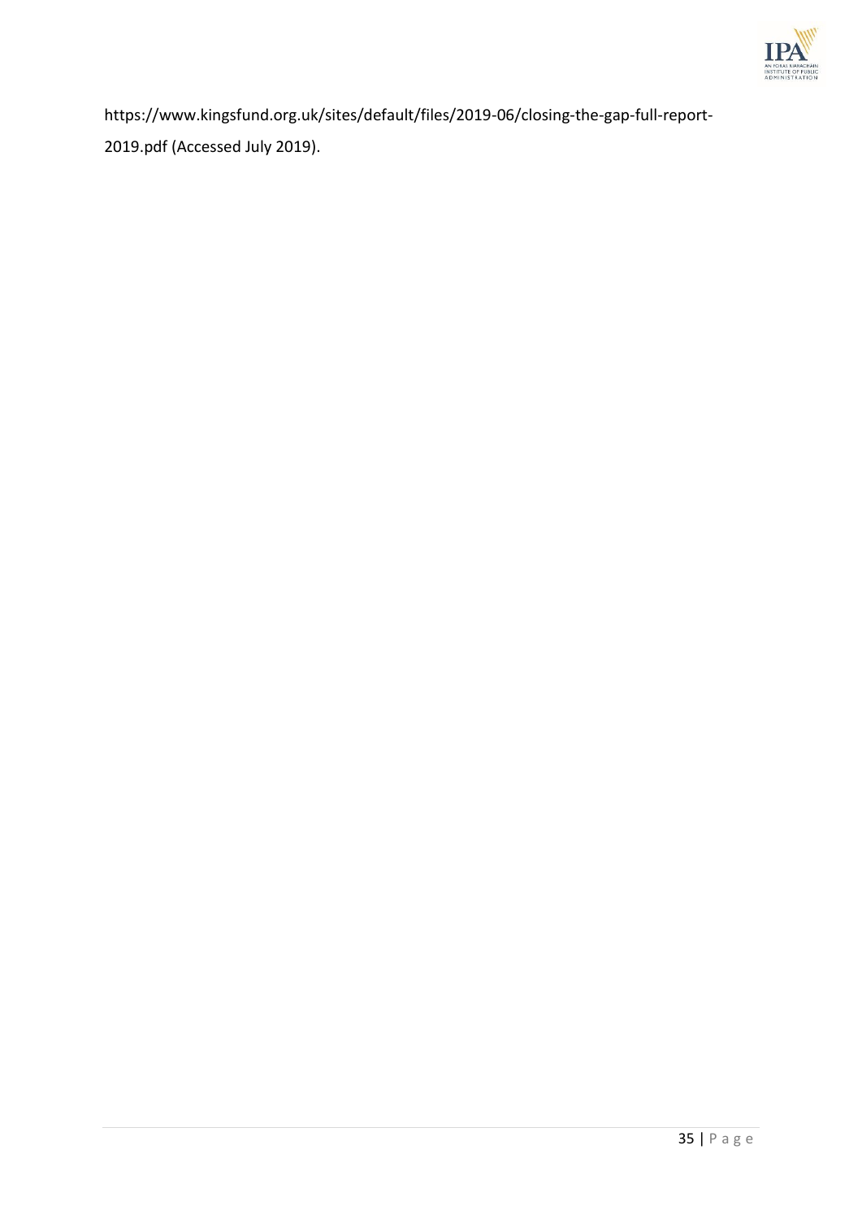https://www.kingsfund.org.uk/sites/default/files/2019-06/closing-the-gap-full-report-2019.pdf (Accessed July 2019).